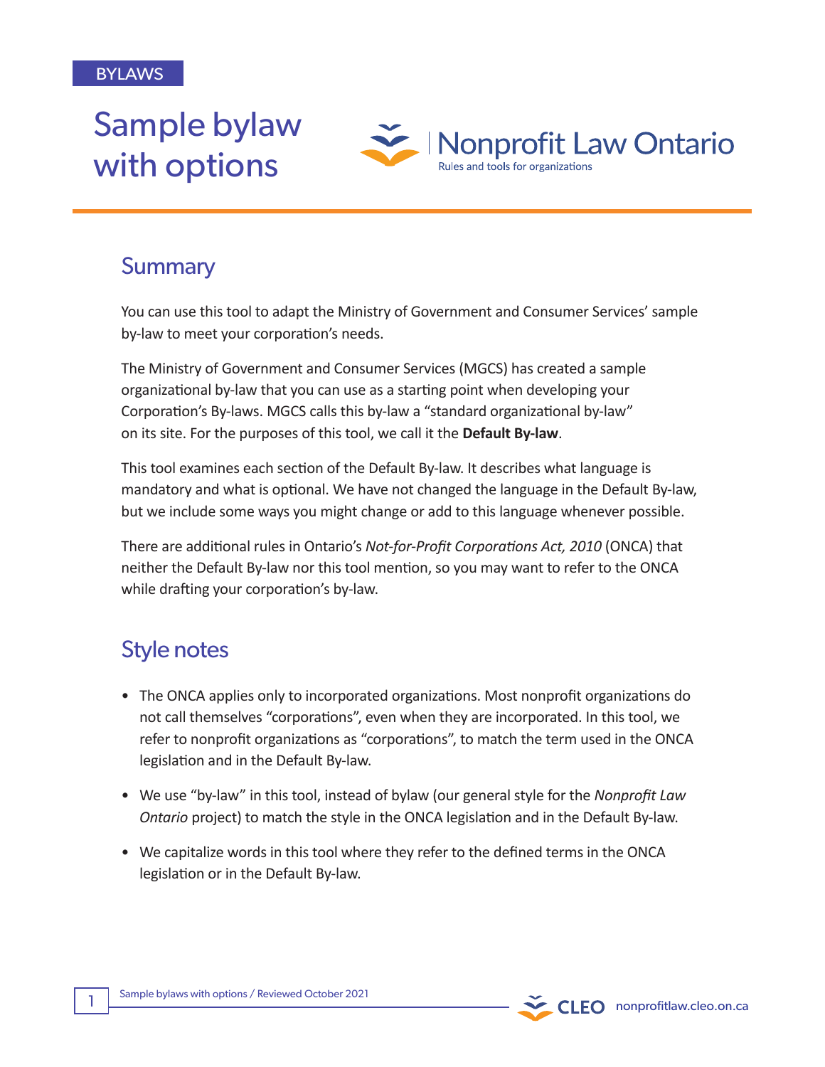BYLAWS

# Sample bylaw with options

Nonprofit Law Ontario
Rules and tools for organizations

## Summary

You can use this tool to adapt the Ministry of Government and Consumer Services' sample by-law to meet your corporation's needs.

The Ministry of Government and Consumer Services (MGCS) has created a sample organizational by-law that you can use as a starting point when developing your Corporation's By-laws. MGCS calls this by-law a "standard organizational by-law" on its site. For the purposes of this tool, we call it the **Default By-law**.

This tool examines each section of the Default By-law. It describes what language is mandatory and what is optional. We have not changed the language in the Default By-law, but we include some ways you might change or add to this language whenever possible.

There are additional rules in Ontario's *Not-for-Profit Corporations Act, 2010* (ONCA) that neither the Default By-law nor this tool mention, so you may want to refer to the ONCA while drafting your corporation's by-law.

## Style notes

- The ONCA applies only to incorporated organizations. Most nonprofit organizations do not call themselves "corporations", even when they are incorporated. In this tool, we refer to nonprofit organizations as "corporations", to match the term used in the ONCA legislation and in the Default By-law.
- We use "by-law" in this tool, instead of bylaw (our general style for the *Nonprofit Law Ontario* project) to match the style in the ONCA legislation and in the Default By-law.
- We capitalize words in this tool where they refer to the defined terms in the ONCA legislation or in the Default By-law.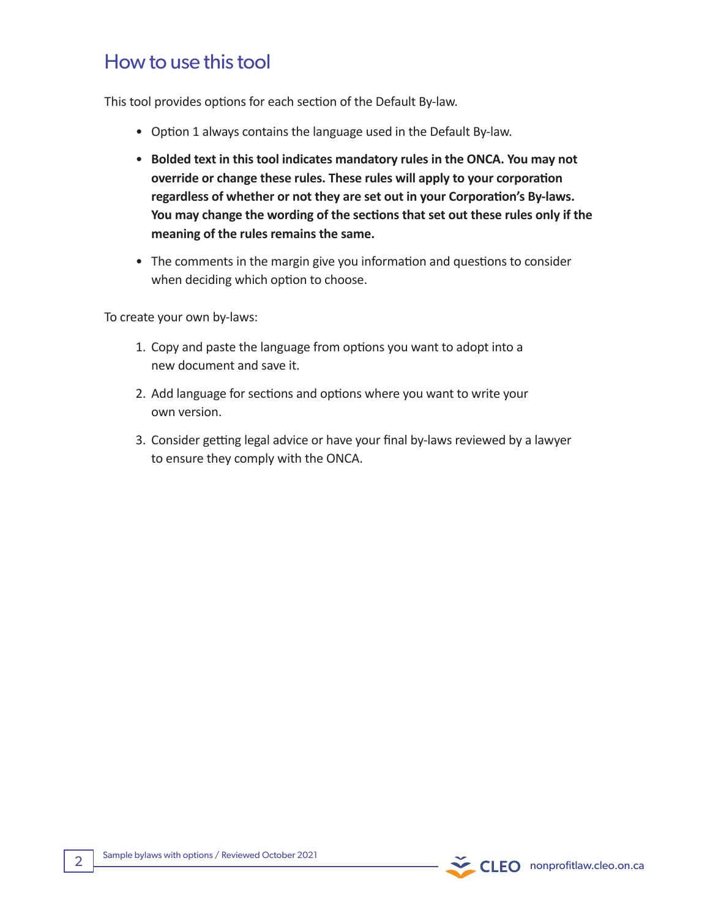## How to use this tool

This tool provides options for each section of the Default By-law.

- Option 1 always contains the language used in the Default By-law.
- **Bolded text in this tool indicates mandatory rules in the ONCA. You may not override or change these rules. These rules will apply to your corporation regardless of whether or not they are set out in your Corporation's By-laws. You may change the wording of the sections that set out these rules only if the meaning of the rules remains the same.**
- The comments in the margin give you information and questions to consider when deciding which option to choose.

To create your own by-laws:

1. Copy and paste the language from options you want to adopt into a new document and save it.
2. Add language for sections and options where you want to write your own version.
3. Consider getting legal advice or have your final by-laws reviewed by a lawyer to ensure they comply with the ONCA.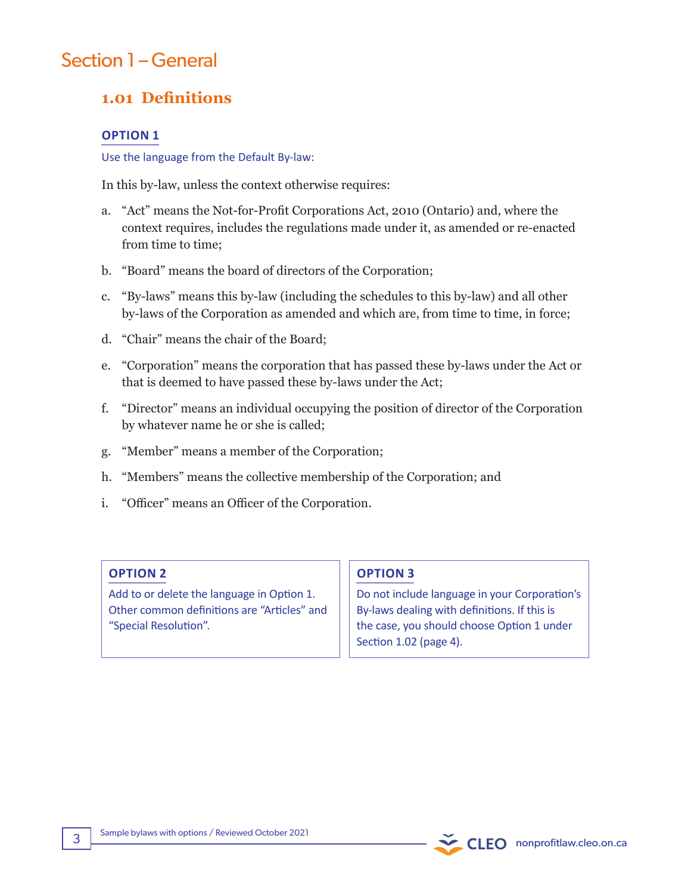# Section 1 – General

## 1.01 Definitions

### OPTION 1

Use the language from the Default By-law:

In this by-law, unless the context otherwise requires:

a. "Act" means the Not-for-Profit Corporations Act, 2010 (Ontario) and, where the context requires, includes the regulations made under it, as amended or re-enacted from time to time;

b. "Board" means the board of directors of the Corporation;

c. "By-laws" means this by-law (including the schedules to this by-law) and all other by-laws of the Corporation as amended and which are, from time to time, in force;

d. "Chair" means the chair of the Board;

e. "Corporation" means the corporation that has passed these by-laws under the Act or that is deemed to have passed these by-laws under the Act;

f. "Director" means an individual occupying the position of director of the Corporation by whatever name he or she is called;

g. "Member" means a member of the Corporation;

h. "Members" means the collective membership of the Corporation; and

i. "Officer" means an Officer of the Corporation.

### OPTION 2

Add to or delete the language in Option 1. Other common definitions are "Articles" and "Special Resolution".

### OPTION 3

Do not include language in your Corporation's By-laws dealing with definitions. If this is the case, you should choose Option 1 under Section 1.02 (page 4).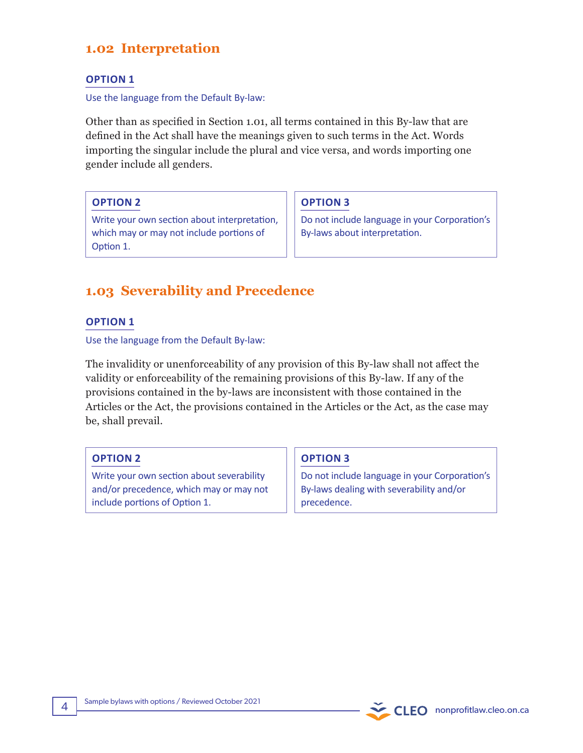## 1.02 Interpretation

### OPTION 1

Use the language from the Default By-law:

Other than as specified in Section 1.01, all terms contained in this By-law that are defined in the Act shall have the meanings given to such terms in the Act. Words importing the singular include the plural and vice versa, and words importing one gender include all genders.

### OPTION 2

Write your own section about interpretation, which may or may not include portions of Option 1.

### OPTION 3

Do not include language in your Corporation's By-laws about interpretation.

## 1.03 Severability and Precedence

### OPTION 1

Use the language from the Default By-law:

The invalidity or unenforceability of any provision of this By-law shall not affect the validity or enforceability of the remaining provisions of this By-law. If any of the provisions contained in the by-laws are inconsistent with those contained in the Articles or the Act, the provisions contained in the Articles or the Act, as the case may be, shall prevail.

### OPTION 2

Write your own section about severability and/or precedence, which may or may not include portions of Option 1.

### OPTION 3

Do not include language in your Corporation's By-laws dealing with severability and/or precedence.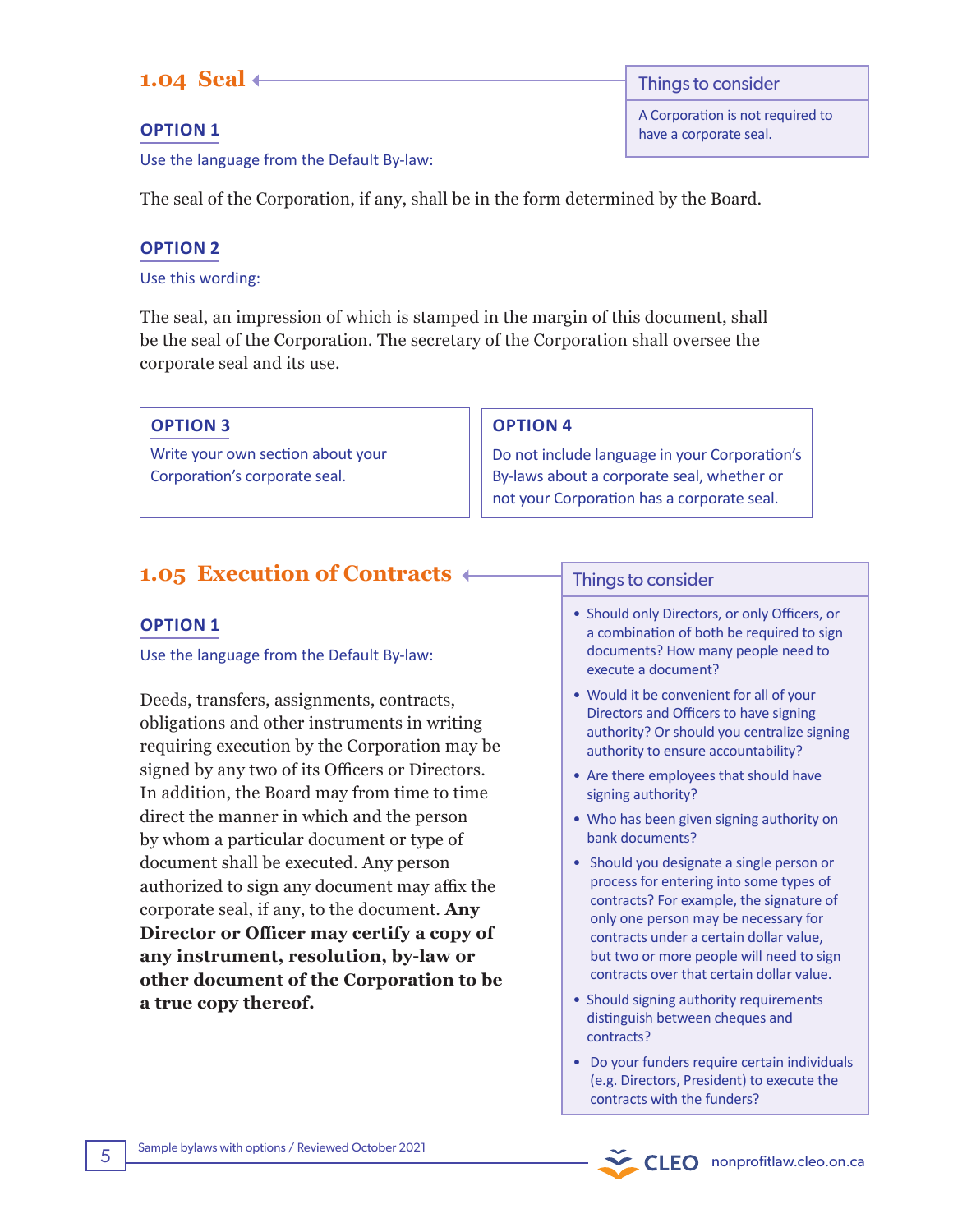## 1.04 Seal

> **Things to consider**
>
> A Corporation is not required to have a corporate seal.

**OPTION 1**

Use the language from the Default By-law:

The seal of the Corporation, if any, shall be in the form determined by the Board.

**OPTION 2**

Use this wording:

The seal, an impression of which is stamped in the margin of this document, shall be the seal of the Corporation. The secretary of the Corporation shall oversee the corporate seal and its use.

**OPTION 3**

Write your own section about your Corporation's corporate seal.

**OPTION 4**

Do not include language in your Corporation's By-laws about a corporate seal, whether or not your Corporation has a corporate seal.

## 1.05 Execution of Contracts

**OPTION 1**

Use the language from the Default By-law:

Deeds, transfers, assignments, contracts, obligations and other instruments in writing requiring execution by the Corporation may be signed by any two of its Officers or Directors. In addition, the Board may from time to time direct the manner in which and the person by whom a particular document or type of document shall be executed. Any person authorized to sign any document may affix the corporate seal, if any, to the document. **Any Director or Officer may certify a copy of any instrument, resolution, by-law or other document of the Corporation to be a true copy thereof.**

> **Things to consider**
>
> - Should only Directors, or only Officers, or a combination of both be required to sign documents? How many people need to execute a document?
> - Would it be convenient for all of your Directors and Officers to have signing authority? Or should you centralize signing authority to ensure accountability?
> - Are there employees that should have signing authority?
> - Who has been given signing authority on bank documents?
> - Should you designate a single person or process for entering into some types of contracts? For example, the signature of only one person may be necessary for contracts under a certain dollar value, but two or more people will need to sign contracts over that certain dollar value.
> - Should signing authority requirements distinguish between cheques and contracts?
> - Do your funders require certain individuals (e.g. Directors, President) to execute the contracts with the funders?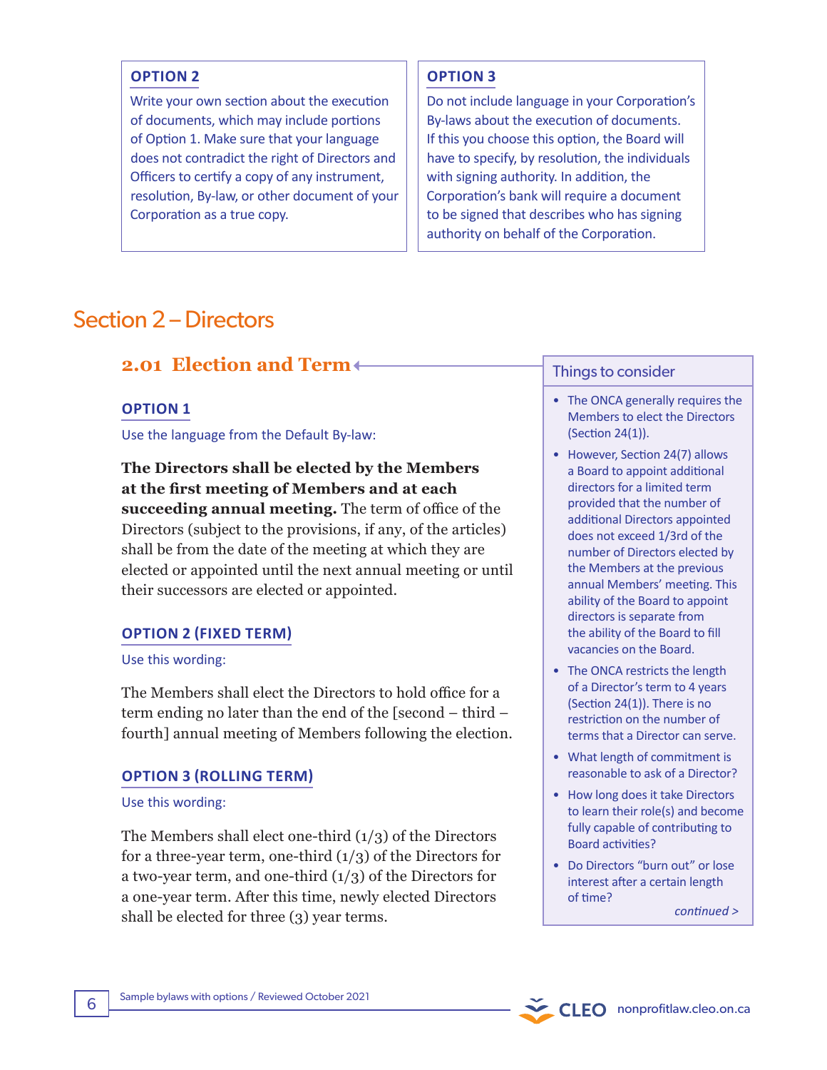**OPTION 2**

Write your own section about the execution of documents, which may include portions of Option 1. Make sure that your language does not contradict the right of Directors and Officers to certify a copy of any instrument, resolution, By-law, or other document of your Corporation as a true copy.

**OPTION 3**

Do not include language in your Corporation's By-laws about the execution of documents. If this you choose this option, the Board will have to specify, by resolution, the individuals with signing authority. In addition, the Corporation's bank will require a document to be signed that describes who has signing authority on behalf of the Corporation.

# Section 2 – Directors

## 2.01 Election and Term

**OPTION 1**

Use the language from the Default By-law:

**The Directors shall be elected by the Members at the first meeting of Members and at each succeeding annual meeting.** The term of office of the Directors (subject to the provisions, if any, of the articles) shall be from the date of the meeting at which they are elected or appointed until the next annual meeting or until their successors are elected or appointed.

**OPTION 2 (FIXED TERM)**

Use this wording:

The Members shall elect the Directors to hold office for a term ending no later than the end of the [second – third – fourth] annual meeting of Members following the election.

**OPTION 3 (ROLLING TERM)**

Use this wording:

The Members shall elect one-third (1/3) of the Directors for a three-year term, one-third (1/3) of the Directors for a two-year term, and one-third (1/3) of the Directors for a one-year term. After this time, newly elected Directors shall be elected for three (3) year terms.

### Things to consider

- The ONCA generally requires the Members to elect the Directors (Section 24(1)).
- However, Section 24(7) allows a Board to appoint additional directors for a limited term provided that the number of additional Directors appointed does not exceed 1/3rd of the number of Directors elected by the Members at the previous annual Members' meeting. This ability of the Board to appoint directors is separate from the ability of the Board to fill vacancies on the Board.
- The ONCA restricts the length of a Director's term to 4 years (Section 24(1)). There is no restriction on the number of terms that a Director can serve.
- What length of commitment is reasonable to ask of a Director?
- How long does it take Directors to learn their role(s) and become fully capable of contributing to Board activities?
- Do Directors "burn out" or lose interest after a certain length of time?

*continued >*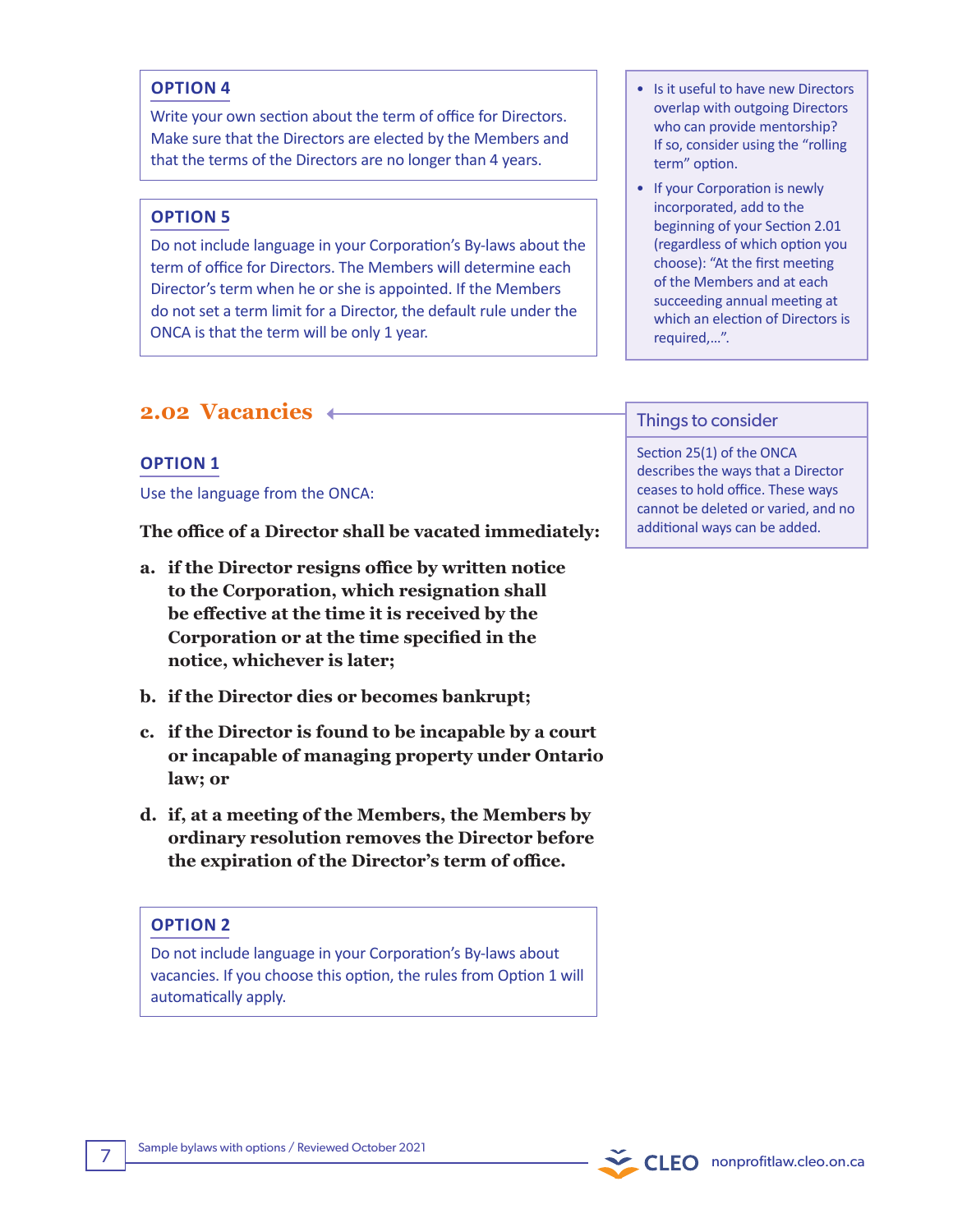**OPTION 4**

Write your own section about the term of office for Directors. Make sure that the Directors are elected by the Members and that the terms of the Directors are no longer than 4 years.

**OPTION 5**

Do not include language in your Corporation's By-laws about the term of office for Directors. The Members will determine each Director's term when he or she is appointed. If the Members do not set a term limit for a Director, the default rule under the ONCA is that the term will be only 1 year.

- Is it useful to have new Directors overlap with outgoing Directors who can provide mentorship? If so, consider using the "rolling term" option.
- If your Corporation is newly incorporated, add to the beginning of your Section 2.01 (regardless of which option you choose): "At the first meeting of the Members and at each succeeding annual meeting at which an election of Directors is required,...".

## 2.02 Vacancies

**OPTION 1**

Use the language from the ONCA:

**The office of a Director shall be vacated immediately:**

**a. if the Director resigns office by written notice to the Corporation, which resignation shall be effective at the time it is received by the Corporation or at the time specified in the notice, whichever is later;**

**b. if the Director dies or becomes bankrupt;**

**c. if the Director is found to be incapable by a court or incapable of managing property under Ontario law; or**

**d. if, at a meeting of the Members, the Members by ordinary resolution removes the Director before the expiration of the Director's term of office.**

**OPTION 2**

Do not include language in your Corporation's By-laws about vacancies. If you choose this option, the rules from Option 1 will automatically apply.

**Things to consider**

Section 25(1) of the ONCA describes the ways that a Director ceases to hold office. These ways cannot be deleted or varied, and no additional ways can be added.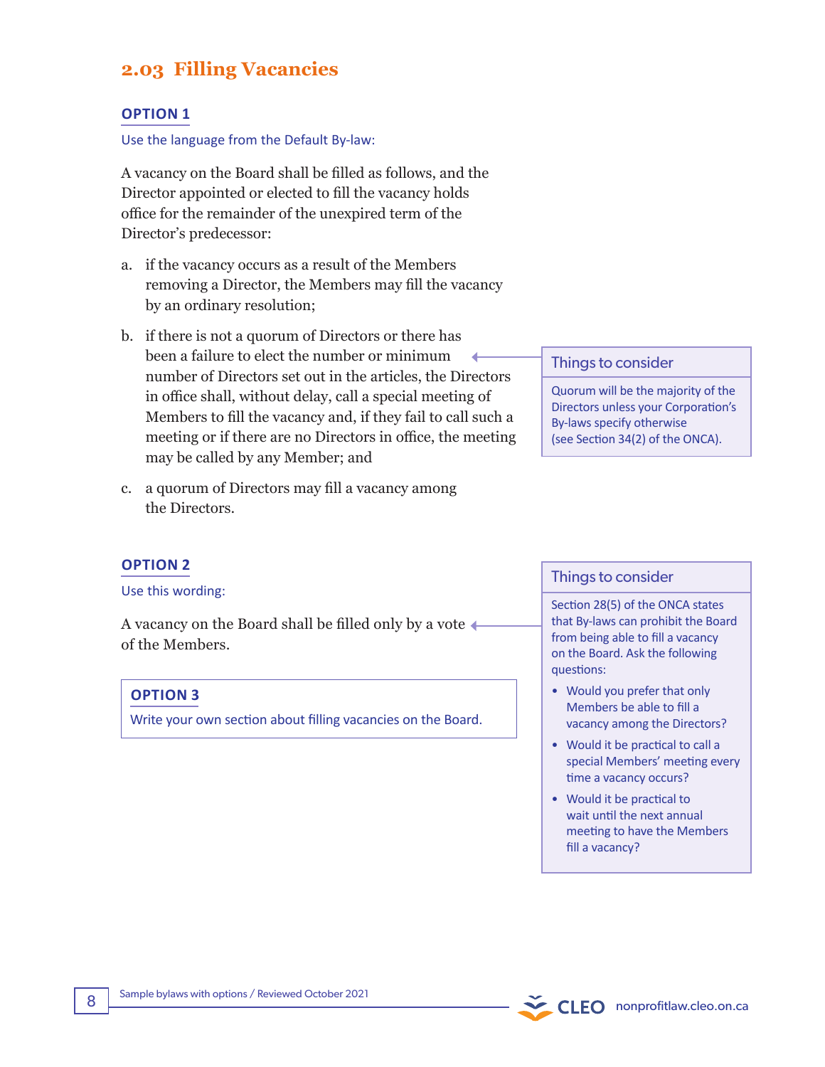## 2.03 Filling Vacancies

### OPTION 1

Use the language from the Default By-law:

A vacancy on the Board shall be filled as follows, and the Director appointed or elected to fill the vacancy holds office for the remainder of the unexpired term of the Director's predecessor:

a. if the vacancy occurs as a result of the Members removing a Director, the Members may fill the vacancy by an ordinary resolution;

b. if there is not a quorum of Directors or there has been a failure to elect the number or minimum number of Directors set out in the articles, the Directors in office shall, without delay, call a special meeting of Members to fill the vacancy and, if they fail to call such a meeting or if there are no Directors in office, the meeting may be called by any Member; and

c. a quorum of Directors may fill a vacancy among the Directors.

> **Things to consider**
>
> Quorum will be the majority of the Directors unless your Corporation's By-laws specify otherwise (see Section 34(2) of the ONCA).

### OPTION 2

Use this wording:

A vacancy on the Board shall be filled only by a vote of the Members.

> **Things to consider**
>
> Section 28(5) of the ONCA states that By-laws can prohibit the Board from being able to fill a vacancy on the Board. Ask the following questions:
>
> - Would you prefer that only Members be able to fill a vacancy among the Directors?
> - Would it be practical to call a special Members' meeting every time a vacancy occurs?
> - Would it be practical to wait until the next annual meeting to have the Members fill a vacancy?

### OPTION 3

Write your own section about filling vacancies on the Board.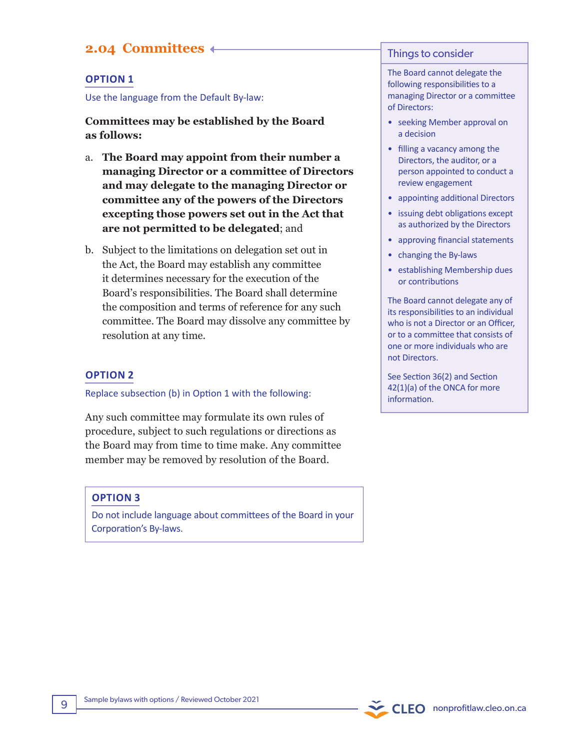## 2.04 Committees

### OPTION 1

Use the language from the Default By-law:

**Committees may be established by the Board as follows:**

a. **The Board may appoint from their number a managing Director or a committee of Directors and may delegate to the managing Director or committee any of the powers of the Directors excepting those powers set out in the Act that are not permitted to be delegated**; and

b. Subject to the limitations on delegation set out in the Act, the Board may establish any committee it determines necessary for the execution of the Board's responsibilities. The Board shall determine the composition and terms of reference for any such committee. The Board may dissolve any committee by resolution at any time.

### OPTION 2

Replace subsection (b) in Option 1 with the following:

Any such committee may formulate its own rules of procedure, subject to such regulations or directions as the Board may from time to time make. Any committee member may be removed by resolution of the Board.

### OPTION 3

Do not include language about committees of the Board in your Corporation's By-laws.

### Things to consider

The Board cannot delegate the following responsibilities to a managing Director or a committee of Directors:

- seeking Member approval on a decision
- filling a vacancy among the Directors, the auditor, or a person appointed to conduct a review engagement
- appointing additional Directors
- issuing debt obligations except as authorized by the Directors
- approving financial statements
- changing the By-laws
- establishing Membership dues or contributions

The Board cannot delegate any of its responsibilities to an individual who is not a Director or an Officer, or to a committee that consists of one or more individuals who are not Directors.

See Section 36(2) and Section 42(1)(a) of the ONCA for more information.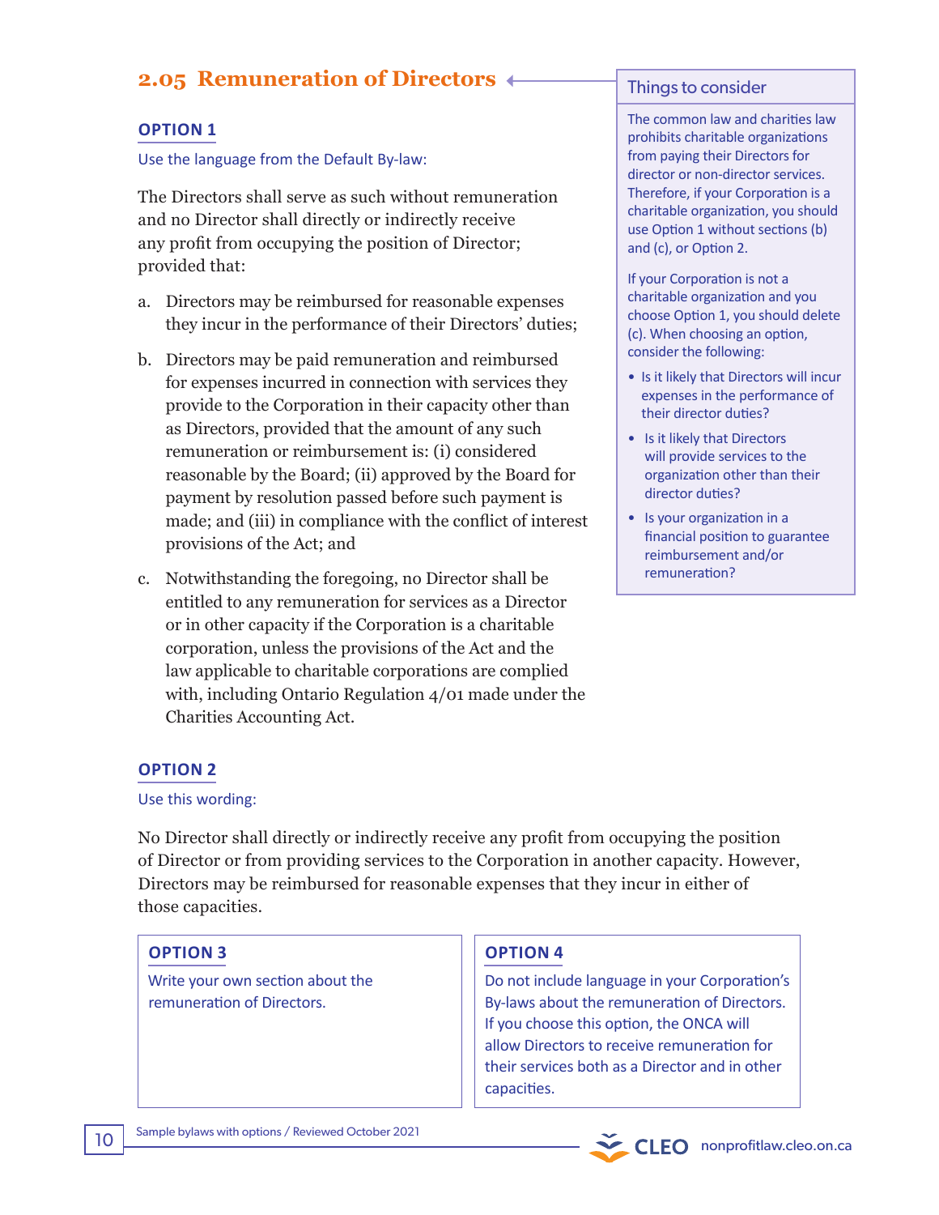## 2.05 Remuneration of Directors

### OPTION 1

Use the language from the Default By-law:

The Directors shall serve as such without remuneration and no Director shall directly or indirectly receive any profit from occupying the position of Director; provided that:

a. Directors may be reimbursed for reasonable expenses they incur in the performance of their Directors' duties;

b. Directors may be paid remuneration and reimbursed for expenses incurred in connection with services they provide to the Corporation in their capacity other than as Directors, provided that the amount of any such remuneration or reimbursement is: (i) considered reasonable by the Board; (ii) approved by the Board for payment by resolution passed before such payment is made; and (iii) in compliance with the conflict of interest provisions of the Act; and

c. Notwithstanding the foregoing, no Director shall be entitled to any remuneration for services as a Director or in other capacity if the Corporation is a charitable corporation, unless the provisions of the Act and the law applicable to charitable corporations are complied with, including Ontario Regulation 4/01 made under the Charities Accounting Act.

### OPTION 2

Use this wording:

No Director shall directly or indirectly receive any profit from occupying the position of Director or from providing services to the Corporation in another capacity. However, Directors may be reimbursed for reasonable expenses that they incur in either of those capacities.

### OPTION 3

Write your own section about the remuneration of Directors.

### OPTION 4

Do not include language in your Corporation's By-laws about the remuneration of Directors. If you choose this option, the ONCA will allow Directors to receive remuneration for their services both as a Director and in other capacities.

> **Things to consider**
>
> The common law and charities law prohibits charitable organizations from paying their Directors for director or non-director services. Therefore, if your Corporation is a charitable organization, you should use Option 1 without sections (b) and (c), or Option 2.
>
> If your Corporation is not a charitable organization and you choose Option 1, you should delete (c). When choosing an option, consider the following:
>
> - Is it likely that Directors will incur expenses in the performance of their director duties?
> - Is it likely that Directors will provide services to the organization other than their director duties?
> - Is your organization in a financial position to guarantee reimbursement and/or remuneration?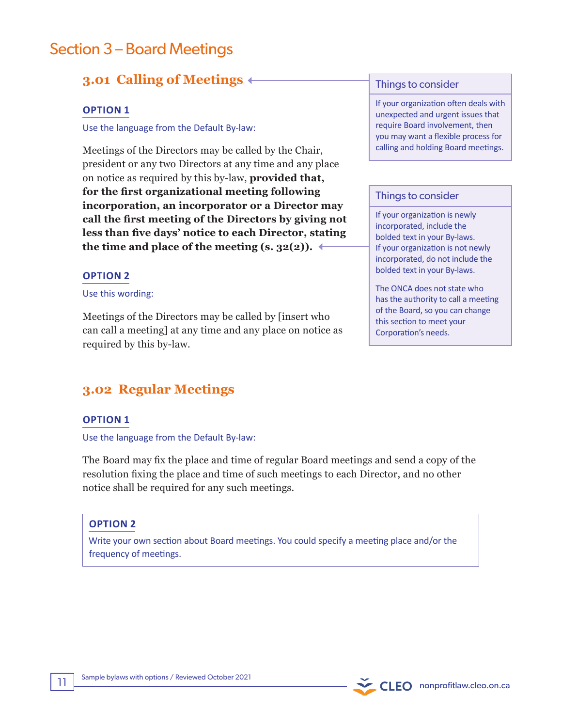# Section 3 – Board Meetings

## 3.01 Calling of Meetings

> **Things to consider**
>
> If your organization often deals with unexpected and urgent issues that require Board involvement, then you may want a flexible process for calling and holding Board meetings.

**OPTION 1**

Use the language from the Default By-law:

Meetings of the Directors may be called by the Chair, president or any two Directors at any time and any place on notice as required by this by-law, **provided that, for the first organizational meeting following incorporation, an incorporator or a Director may call the first meeting of the Directors by giving not less than five days' notice to each Director, stating the time and place of the meeting (s. 32(2)).**

> **Things to consider**
>
> If your organization is newly incorporated, include the bolded text in your By-laws. If your organization is not newly incorporated, do not include the bolded text in your By-laws.
>
> The ONCA does not state who has the authority to call a meeting of the Board, so you can change this section to meet your Corporation's needs.

**OPTION 2**

Use this wording:

Meetings of the Directors may be called by [insert who can call a meeting] at any time and any place on notice as required by this by-law.

## 3.02 Regular Meetings

**OPTION 1**

Use the language from the Default By-law:

The Board may fix the place and time of regular Board meetings and send a copy of the resolution fixing the place and time of such meetings to each Director, and no other notice shall be required for any such meetings.

**OPTION 2**

Write your own section about Board meetings. You could specify a meeting place and/or the frequency of meetings.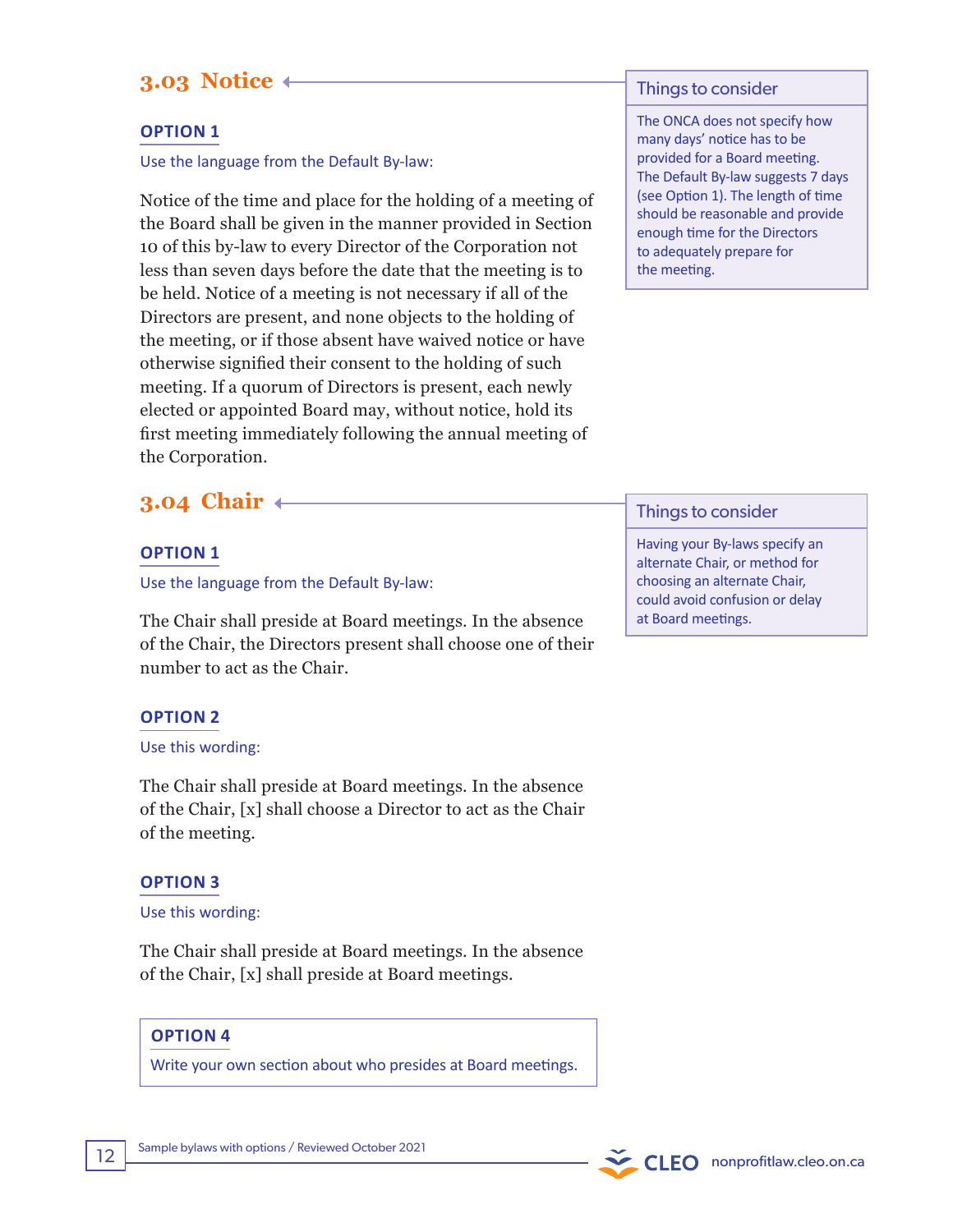## 3.03 Notice

> **Things to consider**
>
> The ONCA does not specify how many days' notice has to be provided for a Board meeting. The Default By-law suggests 7 days (see Option 1). The length of time should be reasonable and provide enough time for the Directors to adequately prepare for the meeting.

**OPTION 1**

Use the language from the Default By-law:

Notice of the time and place for the holding of a meeting of the Board shall be given in the manner provided in Section 10 of this by-law to every Director of the Corporation not less than seven days before the date that the meeting is to be held. Notice of a meeting is not necessary if all of the Directors are present, and none objects to the holding of the meeting, or if those absent have waived notice or have otherwise signified their consent to the holding of such meeting. If a quorum of Directors is present, each newly elected or appointed Board may, without notice, hold its first meeting immediately following the annual meeting of the Corporation.

## 3.04 Chair

> **Things to consider**
>
> Having your By-laws specify an alternate Chair, or method for choosing an alternate Chair, could avoid confusion or delay at Board meetings.

**OPTION 1**

Use the language from the Default By-law:

The Chair shall preside at Board meetings. In the absence of the Chair, the Directors present shall choose one of their number to act as the Chair.

**OPTION 2**

Use this wording:

The Chair shall preside at Board meetings. In the absence of the Chair, [x] shall choose a Director to act as the Chair of the meeting.

**OPTION 3**

Use this wording:

The Chair shall preside at Board meetings. In the absence of the Chair, [x] shall preside at Board meetings.

**OPTION 4**

Write your own section about who presides at Board meetings.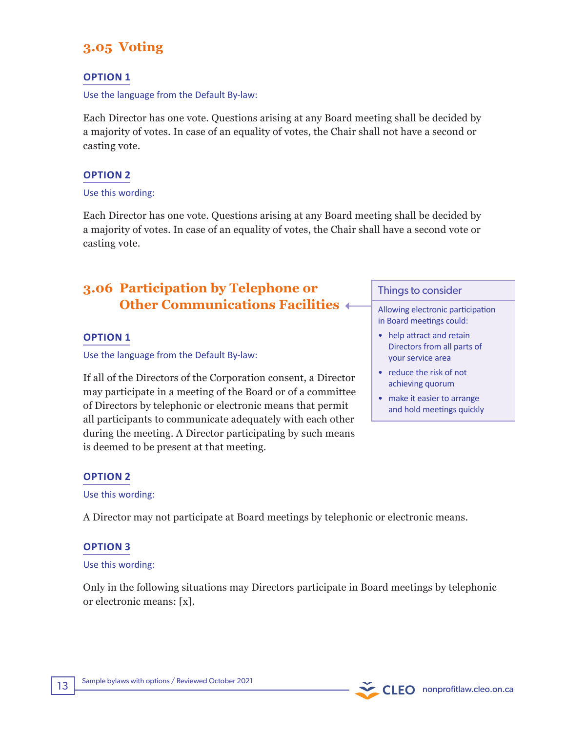## 3.05 Voting

**OPTION 1**

Use the language from the Default By-law:

Each Director has one vote. Questions arising at any Board meeting shall be decided by a majority of votes. In case of an equality of votes, the Chair shall not have a second or casting vote.

**OPTION 2**

Use this wording:

Each Director has one vote. Questions arising at any Board meeting shall be decided by a majority of votes. In case of an equality of votes, the Chair shall have a second vote or casting vote.

## 3.06 Participation by Telephone or Other Communications Facilities

> **Things to consider**
>
> Allowing electronic participation in Board meetings could:
>
> - help attract and retain Directors from all parts of your service area
> - reduce the risk of not achieving quorum
> - make it easier to arrange and hold meetings quickly

**OPTION 1**

Use the language from the Default By-law:

If all of the Directors of the Corporation consent, a Director may participate in a meeting of the Board or of a committee of Directors by telephonic or electronic means that permit all participants to communicate adequately with each other during the meeting. A Director participating by such means is deemed to be present at that meeting.

**OPTION 2**

Use this wording:

A Director may not participate at Board meetings by telephonic or electronic means.

**OPTION 3**

Use this wording:

Only in the following situations may Directors participate in Board meetings by telephonic or electronic means: [x].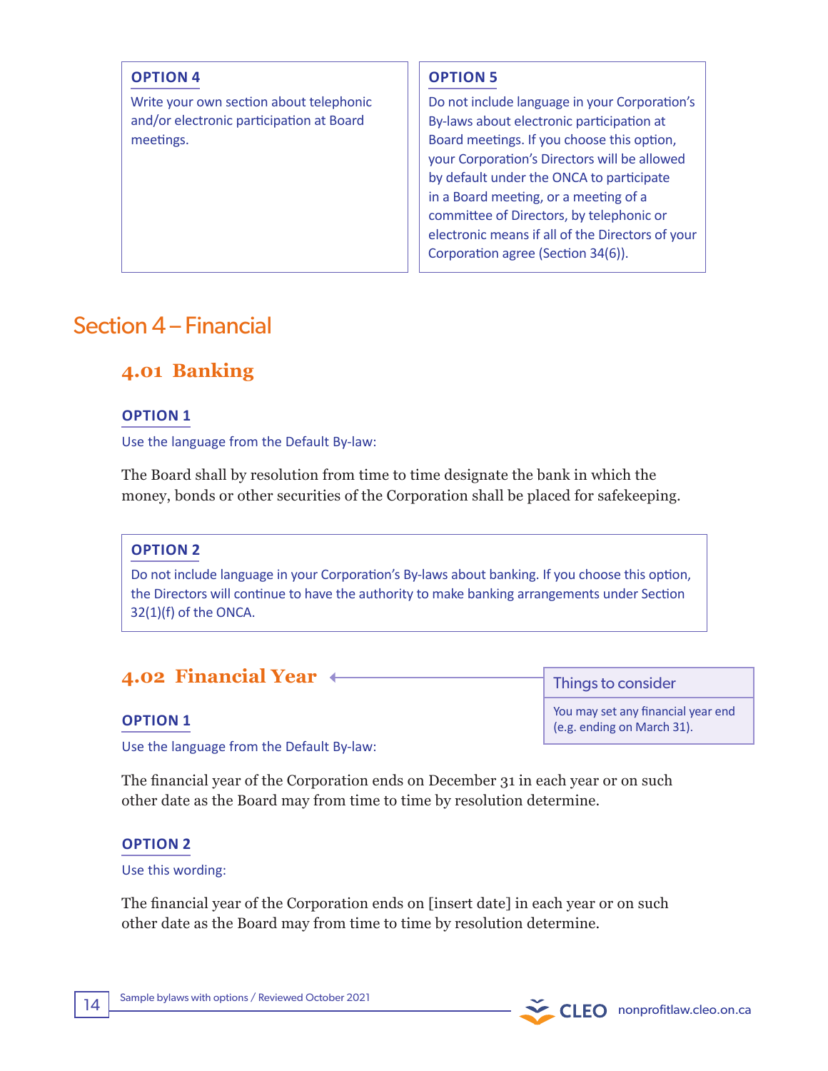**OPTION 4**

Write your own section about telephonic and/or electronic participation at Board meetings.

**OPTION 5**

Do not include language in your Corporation's By-laws about electronic participation at Board meetings. If you choose this option, your Corporation's Directors will be allowed by default under the ONCA to participate in a Board meeting, or a meeting of a committee of Directors, by telephonic or electronic means if all of the Directors of your Corporation agree (Section 34(6)).

## Section 4 – Financial

### 4.01 Banking

**OPTION 1**

Use the language from the Default By-law:

The Board shall by resolution from time to time designate the bank in which the money, bonds or other securities of the Corporation shall be placed for safekeeping.

**OPTION 2**

Do not include language in your Corporation's By-laws about banking. If you choose this option, the Directors will continue to have the authority to make banking arrangements under Section 32(1)(f) of the ONCA.

### 4.02 Financial Year

**Things to consider**

You may set any financial year end (e.g. ending on March 31).

**OPTION 1**

Use the language from the Default By-law:

The financial year of the Corporation ends on December 31 in each year or on such other date as the Board may from time to time by resolution determine.

**OPTION 2**

Use this wording:

The financial year of the Corporation ends on [insert date] in each year or on such other date as the Board may from time to time by resolution determine.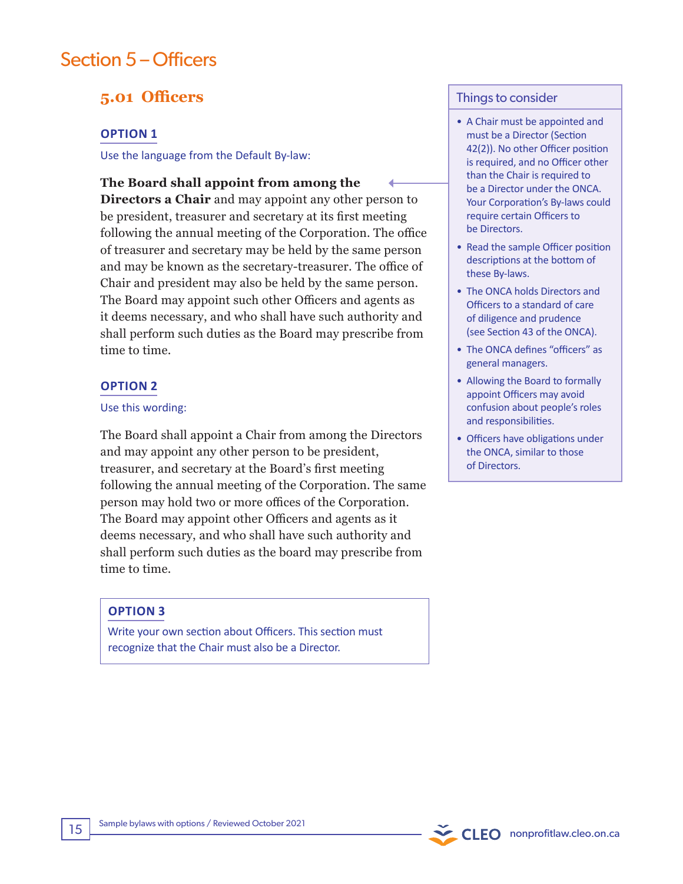# Section 5 – Officers

## 5.01 Officers

### OPTION 1

Use the language from the Default By-law:

**The Board shall appoint from among the Directors a Chair** and may appoint any other person to be president, treasurer and secretary at its first meeting following the annual meeting of the Corporation. The office of treasurer and secretary may be held by the same person and may be known as the secretary-treasurer. The office of Chair and president may also be held by the same person. The Board may appoint such other Officers and agents as it deems necessary, and who shall have such authority and shall perform such duties as the Board may prescribe from time to time.

### OPTION 2

Use this wording:

The Board shall appoint a Chair from among the Directors and may appoint any other person to be president, treasurer, and secretary at the Board's first meeting following the annual meeting of the Corporation. The same person may hold two or more offices of the Corporation. The Board may appoint other Officers and agents as it deems necessary, and who shall have such authority and shall perform such duties as the board may prescribe from time to time.

### OPTION 3

Write your own section about Officers. This section must recognize that the Chair must also be a Director.

**Things to consider**

- A Chair must be appointed and must be a Director (Section 42(2)). No other Officer position is required, and no Officer other than the Chair is required to be a Director under the ONCA. Your Corporation's By-laws could require certain Officers to be Directors.
- Read the sample Officer position descriptions at the bottom of these By-laws.
- The ONCA holds Directors and Officers to a standard of care of diligence and prudence (see Section 43 of the ONCA).
- The ONCA defines "officers" as general managers.
- Allowing the Board to formally appoint Officers may avoid confusion about people's roles and responsibilities.
- Officers have obligations under the ONCA, similar to those of Directors.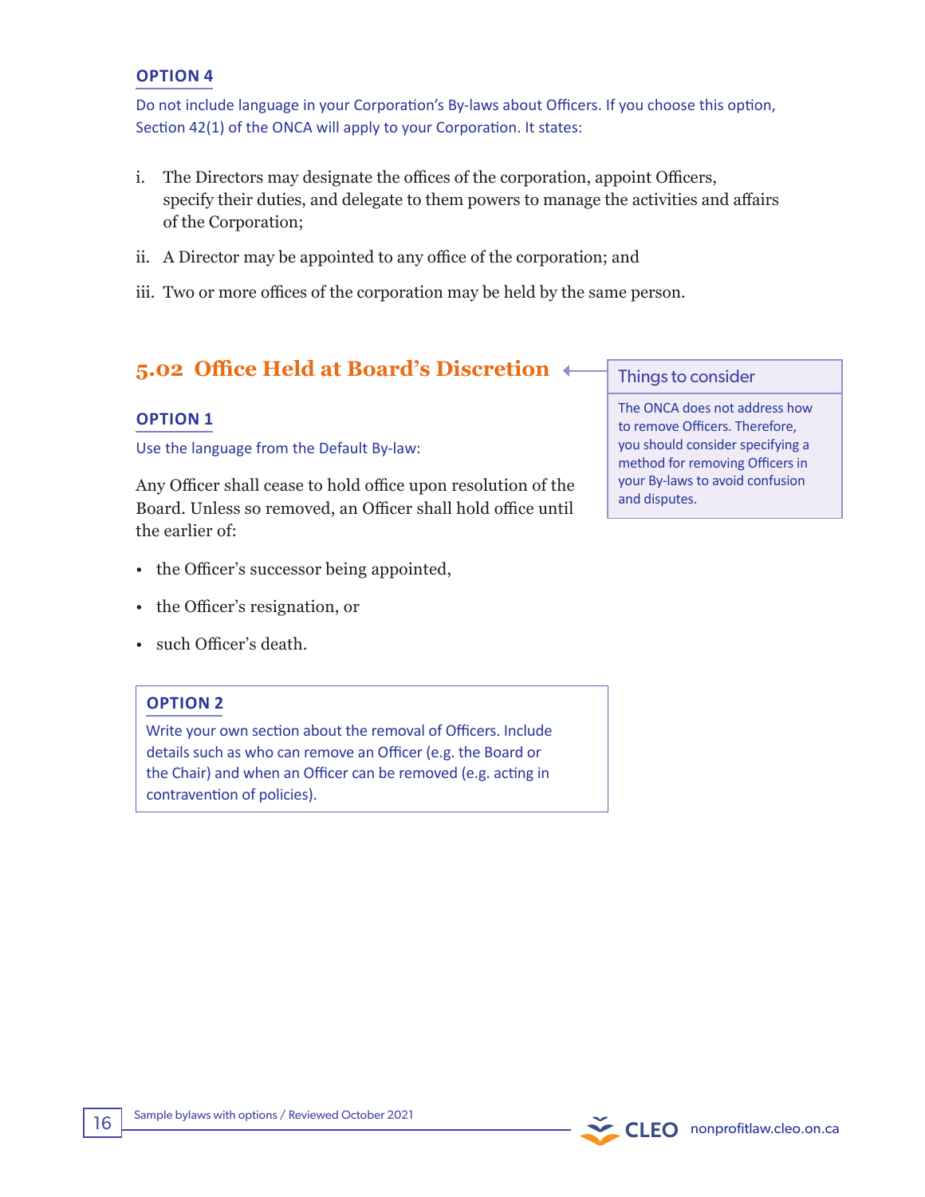**OPTION 4**

Do not include language in your Corporation's By-laws about Officers. If you choose this option, Section 42(1) of the ONCA will apply to your Corporation. It states:

i. The Directors may designate the offices of the corporation, appoint Officers, specify their duties, and delegate to them powers to manage the activities and affairs of the Corporation;

ii. A Director may be appointed to any office of the corporation; and

iii. Two or more offices of the corporation may be held by the same person.

## 5.02 Office Held at Board's Discretion

> **Things to consider**
>
> The ONCA does not address how to remove Officers. Therefore, you should consider specifying a method for removing Officers in your By-laws to avoid confusion and disputes.

**OPTION 1**

Use the language from the Default By-law:

Any Officer shall cease to hold office upon resolution of the Board. Unless so removed, an Officer shall hold office until the earlier of:

- the Officer's successor being appointed,
- the Officer's resignation, or
- such Officer's death.

**OPTION 2**

Write your own section about the removal of Officers. Include details such as who can remove an Officer (e.g. the Board or the Chair) and when an Officer can be removed (e.g. acting in contravention of policies).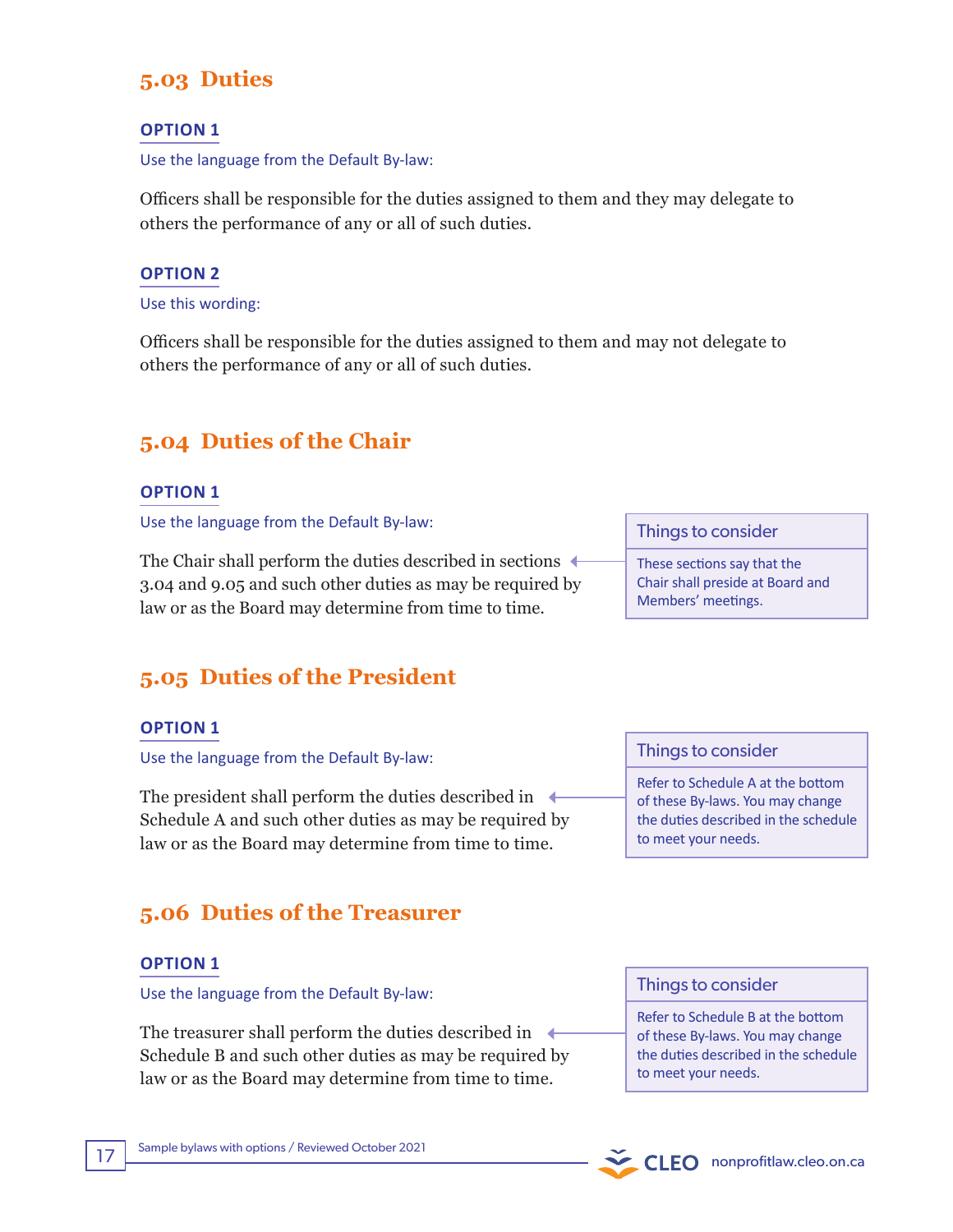## 5.03 Duties

### OPTION 1

Use the language from the Default By-law:

Officers shall be responsible for the duties assigned to them and they may delegate to others the performance of any or all of such duties.

### OPTION 2

Use this wording:

Officers shall be responsible for the duties assigned to them and may not delegate to others the performance of any or all of such duties.

## 5.04 Duties of the Chair

### OPTION 1

Use the language from the Default By-law:

The Chair shall perform the duties described in sections 3.04 and 9.05 and such other duties as may be required by law or as the Board may determine from time to time.

> **Things to consider**
>
> These sections say that the Chair shall preside at Board and Members' meetings.

## 5.05 Duties of the President

### OPTION 1

Use the language from the Default By-law:

The president shall perform the duties described in Schedule A and such other duties as may be required by law or as the Board may determine from time to time.

> **Things to consider**
>
> Refer to Schedule A at the bottom of these By-laws. You may change the duties described in the schedule to meet your needs.

## 5.06 Duties of the Treasurer

### OPTION 1

Use the language from the Default By-law:

The treasurer shall perform the duties described in Schedule B and such other duties as may be required by law or as the Board may determine from time to time.

> **Things to consider**
>
> Refer to Schedule B at the bottom of these By-laws. You may change the duties described in the schedule to meet your needs.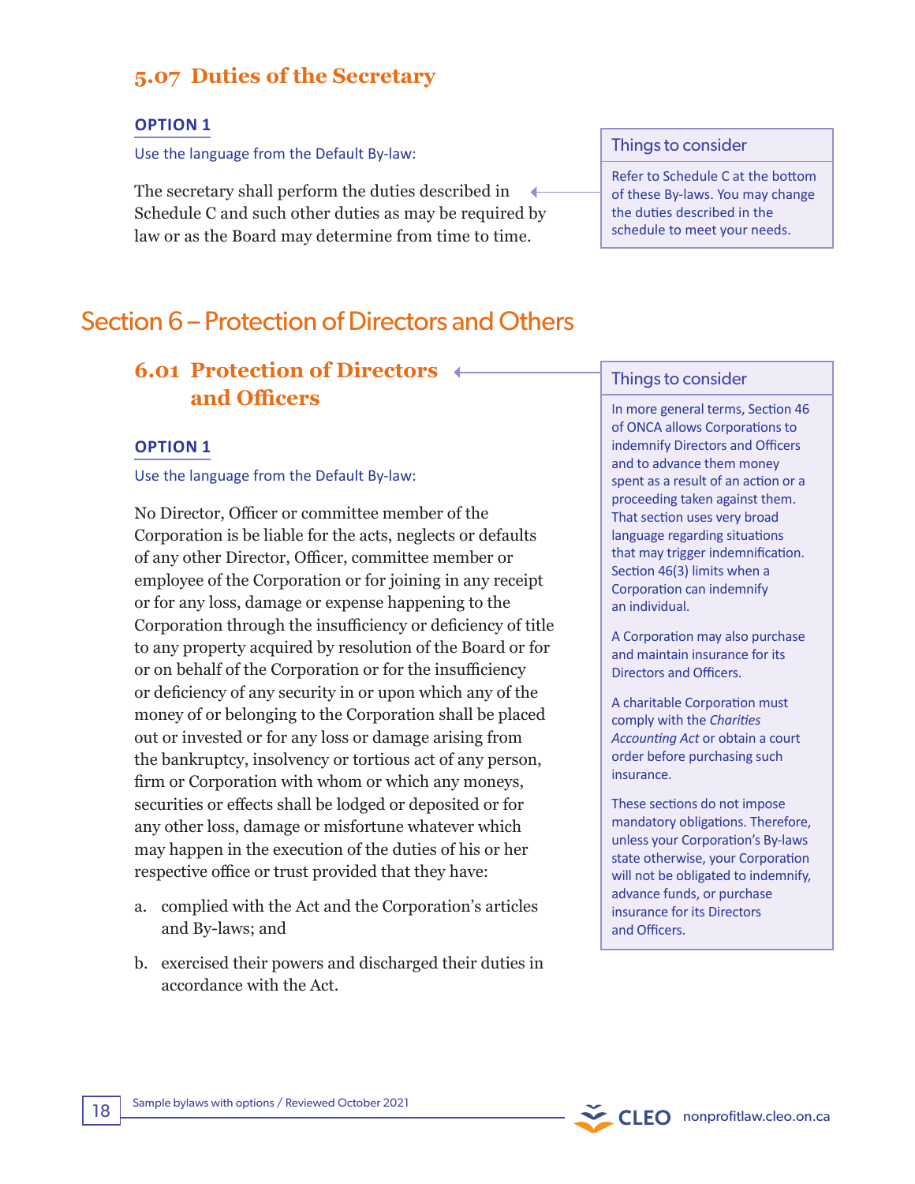### 5.07 Duties of the Secretary

**OPTION 1**

Use the language from the Default By-law:

The secretary shall perform the duties described in Schedule C and such other duties as may be required by law or as the Board may determine from time to time.

> **Things to consider**
>
> Refer to Schedule C at the bottom of these By-laws. You may change the duties described in the schedule to meet your needs.

## Section 6 – Protection of Directors and Others

### 6.01 Protection of Directors and Officers

> **Things to consider**
>
> In more general terms, Section 46 of ONCA allows Corporations to indemnify Directors and Officers and to advance them money spent as a result of an action or a proceeding taken against them. That section uses very broad language regarding situations that may trigger indemnification. Section 46(3) limits when a Corporation can indemnify an individual.
>
> A Corporation may also purchase and maintain insurance for its Directors and Officers.
>
> A charitable Corporation must comply with the *Charities Accounting Act* or obtain a court order before purchasing such insurance.
>
> These sections do not impose mandatory obligations. Therefore, unless your Corporation's By-laws state otherwise, your Corporation will not be obligated to indemnify, advance funds, or purchase insurance for its Directors and Officers.

**OPTION 1**

Use the language from the Default By-law:

No Director, Officer or committee member of the Corporation is be liable for the acts, neglects or defaults of any other Director, Officer, committee member or employee of the Corporation or for joining in any receipt or for any loss, damage or expense happening to the Corporation through the insufficiency or deficiency of title to any property acquired by resolution of the Board or for or on behalf of the Corporation or for the insufficiency or deficiency of any security in or upon which any of the money of or belonging to the Corporation shall be placed out or invested or for any loss or damage arising from the bankruptcy, insolvency or tortious act of any person, firm or Corporation with whom or which any moneys, securities or effects shall be lodged or deposited or for any other loss, damage or misfortune whatever which may happen in the execution of the duties of his or her respective office or trust provided that they have:

a. complied with the Act and the Corporation's articles and By-laws; and

b. exercised their powers and discharged their duties in accordance with the Act.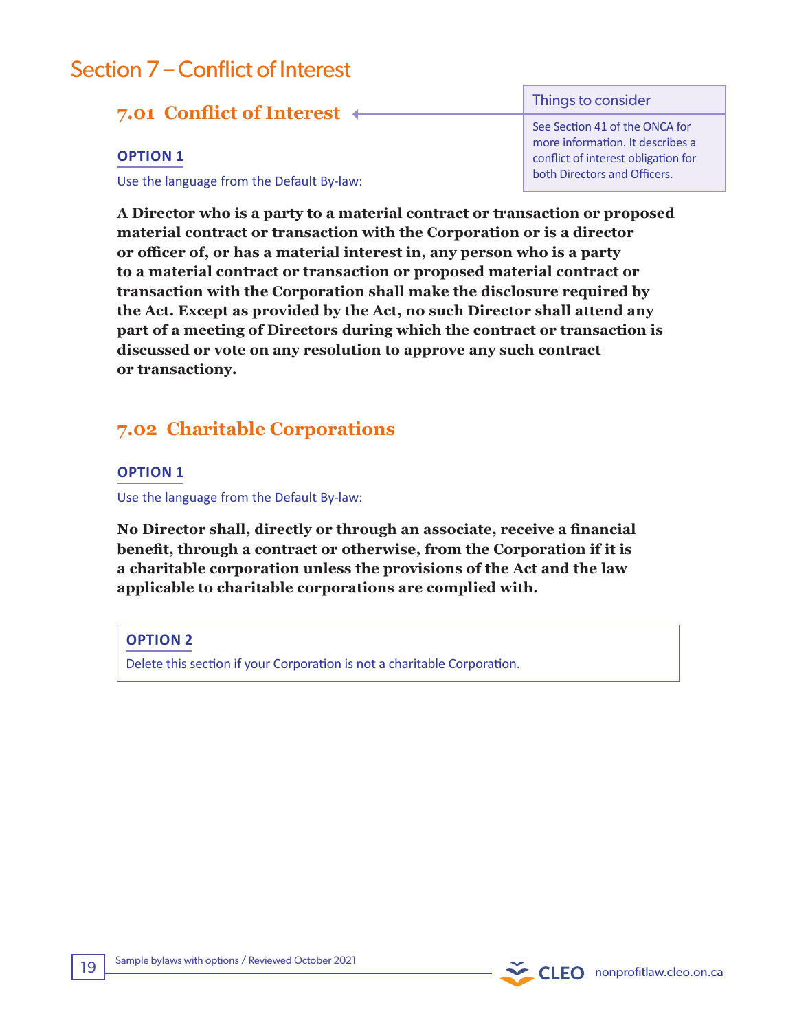# Section 7 – Conflict of Interest

## 7.01 Conflict of Interest

> **Things to consider**
>
> See Section 41 of the ONCA for more information. It describes a conflict of interest obligation for both Directors and Officers.

**OPTION 1**

Use the language from the Default By-law:

**A Director who is a party to a material contract or transaction or proposed material contract or transaction with the Corporation or is a director or officer of, or has a material interest in, any person who is a party to a material contract or transaction or proposed material contract or transaction with the Corporation shall make the disclosure required by the Act. Except as provided by the Act, no such Director shall attend any part of a meeting of Directors during which the contract or transaction is discussed or vote on any resolution to approve any such contract or transactiony.**

## 7.02 Charitable Corporations

**OPTION 1**

Use the language from the Default By-law:

**No Director shall, directly or through an associate, receive a financial benefit, through a contract or otherwise, from the Corporation if it is a charitable corporation unless the provisions of the Act and the law applicable to charitable corporations are complied with.**

**OPTION 2**

Delete this section if your Corporation is not a charitable Corporation.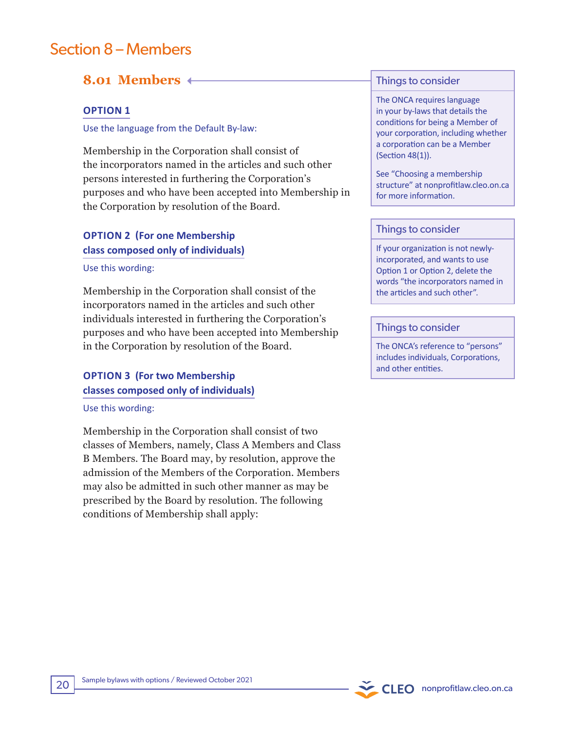# Section 8 – Members

## 8.01 Members

### OPTION 1

Use the language from the Default By-law:

Membership in the Corporation shall consist of the incorporators named in the articles and such other persons interested in furthering the Corporation's purposes and who have been accepted into Membership in the Corporation by resolution of the Board.

### OPTION 2 (For one Membership class composed only of individuals)

Use this wording:

Membership in the Corporation shall consist of the incorporators named in the articles and such other individuals interested in furthering the Corporation's purposes and who have been accepted into Membership in the Corporation by resolution of the Board.

### OPTION 3 (For two Membership classes composed only of individuals)

Use this wording:

Membership in the Corporation shall consist of two classes of Members, namely, Class A Members and Class B Members. The Board may, by resolution, approve the admission of the Members of the Corporation. Members may also be admitted in such other manner as may be prescribed by the Board by resolution. The following conditions of Membership shall apply:

> **Things to consider**
>
> The ONCA requires language in your by-laws that details the conditions for being a Member of your corporation, including whether a corporation can be a Member (Section 48(1)).
>
> See "Choosing a membership structure" at nonprofitlaw.cleo.on.ca for more information.

> **Things to consider**
>
> If your organization is not newly-incorporated, and wants to use Option 1 or Option 2, delete the words "the incorporators named in the articles and such other".

> **Things to consider**
>
> The ONCA's reference to "persons" includes individuals, Corporations, and other entities.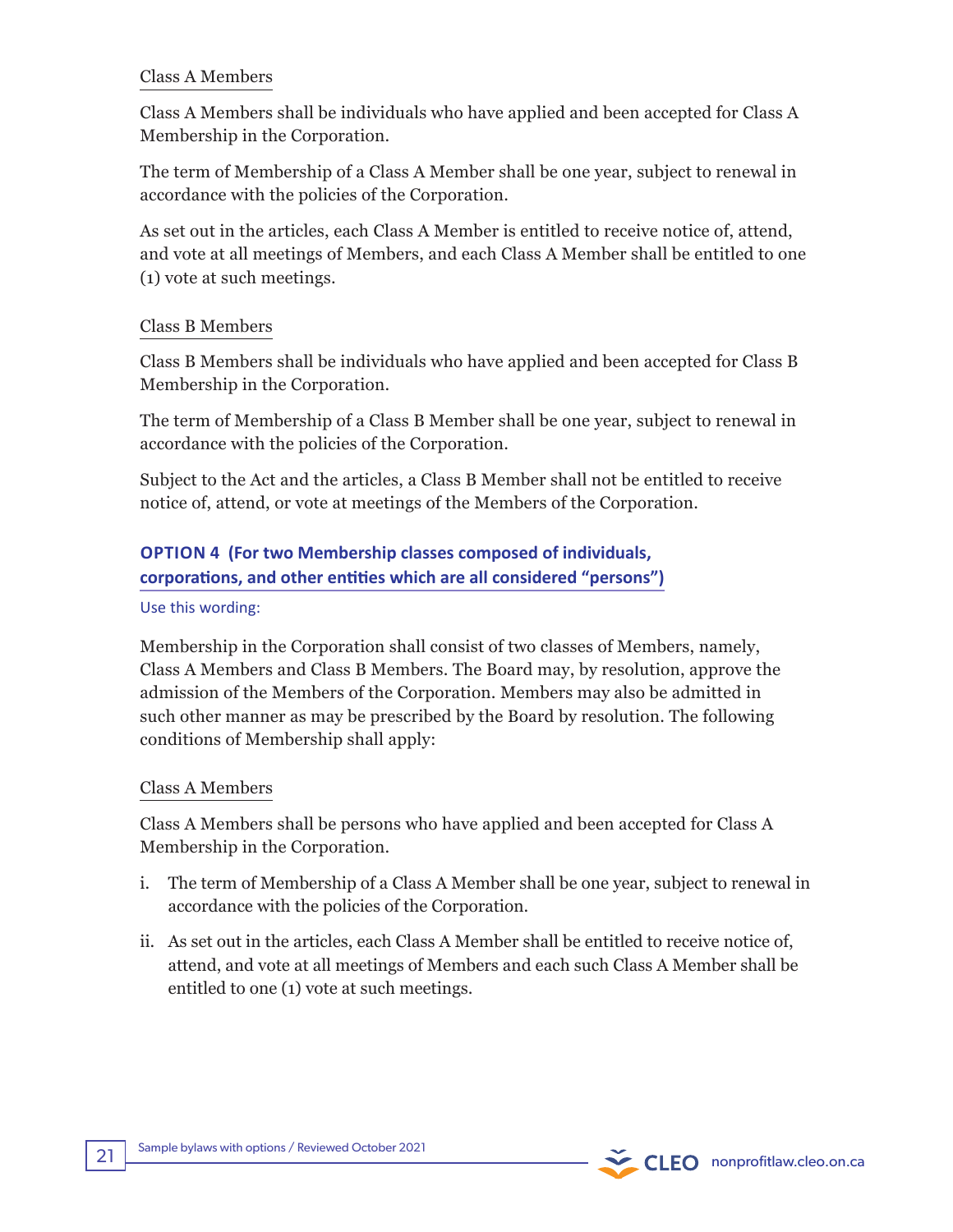<u>Class A Members</u>

Class A Members shall be individuals who have applied and been accepted for Class A Membership in the Corporation.

The term of Membership of a Class A Member shall be one year, subject to renewal in accordance with the policies of the Corporation.

As set out in the articles, each Class A Member is entitled to receive notice of, attend, and vote at all meetings of Members, and each Class A Member shall be entitled to one (1) vote at such meetings.

<u>Class B Members</u>

Class B Members shall be individuals who have applied and been accepted for Class B Membership in the Corporation.

The term of Membership of a Class B Member shall be one year, subject to renewal in accordance with the policies of the Corporation.

Subject to the Act and the articles, a Class B Member shall not be entitled to receive notice of, attend, or vote at meetings of the Members of the Corporation.

### OPTION 4 (For two Membership classes composed of individuals, corporations, and other entities which are all considered "persons")

Use this wording:

Membership in the Corporation shall consist of two classes of Members, namely, Class A Members and Class B Members. The Board may, by resolution, approve the admission of the Members of the Corporation. Members may also be admitted in such other manner as may be prescribed by the Board by resolution. The following conditions of Membership shall apply:

<u>Class A Members</u>

Class A Members shall be persons who have applied and been accepted for Class A Membership in the Corporation.

i. The term of Membership of a Class A Member shall be one year, subject to renewal in accordance with the policies of the Corporation.

ii. As set out in the articles, each Class A Member shall be entitled to receive notice of, attend, and vote at all meetings of Members and each such Class A Member shall be entitled to one (1) vote at such meetings.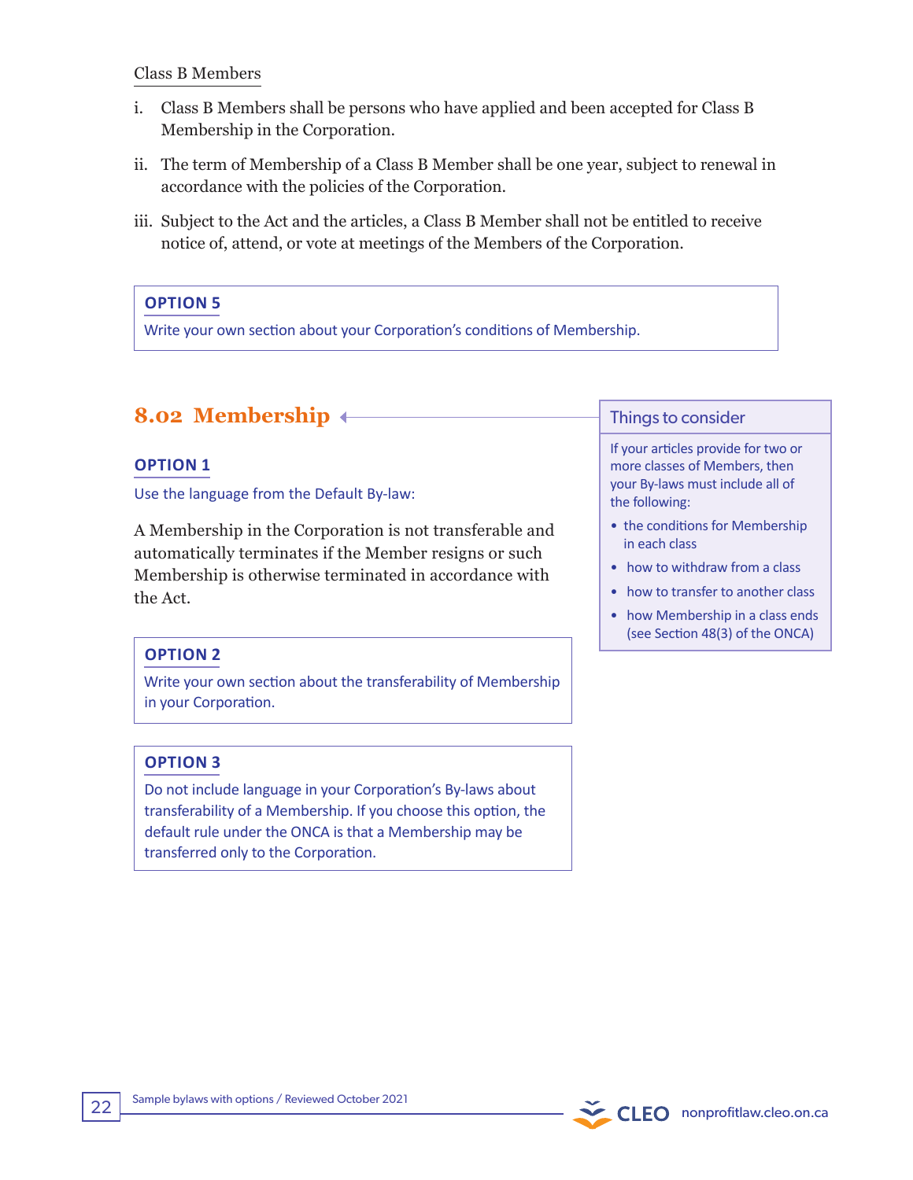Class B Members

i. Class B Members shall be persons who have applied and been accepted for Class B Membership in the Corporation.

ii. The term of Membership of a Class B Member shall be one year, subject to renewal in accordance with the policies of the Corporation.

iii. Subject to the Act and the articles, a Class B Member shall not be entitled to receive notice of, attend, or vote at meetings of the Members of the Corporation.

> **OPTION 5**
>
> Write your own section about your Corporation's conditions of Membership.

## 8.02 Membership

**OPTION 1**

Use the language from the Default By-law:

A Membership in the Corporation is not transferable and automatically terminates if the Member resigns or such Membership is otherwise terminated in accordance with the Act.

> **OPTION 2**
>
> Write your own section about the transferability of Membership in your Corporation.

> **OPTION 3**
>
> Do not include language in your Corporation's By-laws about transferability of a Membership. If you choose this option, the default rule under the ONCA is that a Membership may be transferred only to the Corporation.

> **Things to consider**
>
> If your articles provide for two or more classes of Members, then your By-laws must include all of the following:
>
> - the conditions for Membership in each class
> - how to withdraw from a class
> - how to transfer to another class
> - how Membership in a class ends (see Section 48(3) of the ONCA)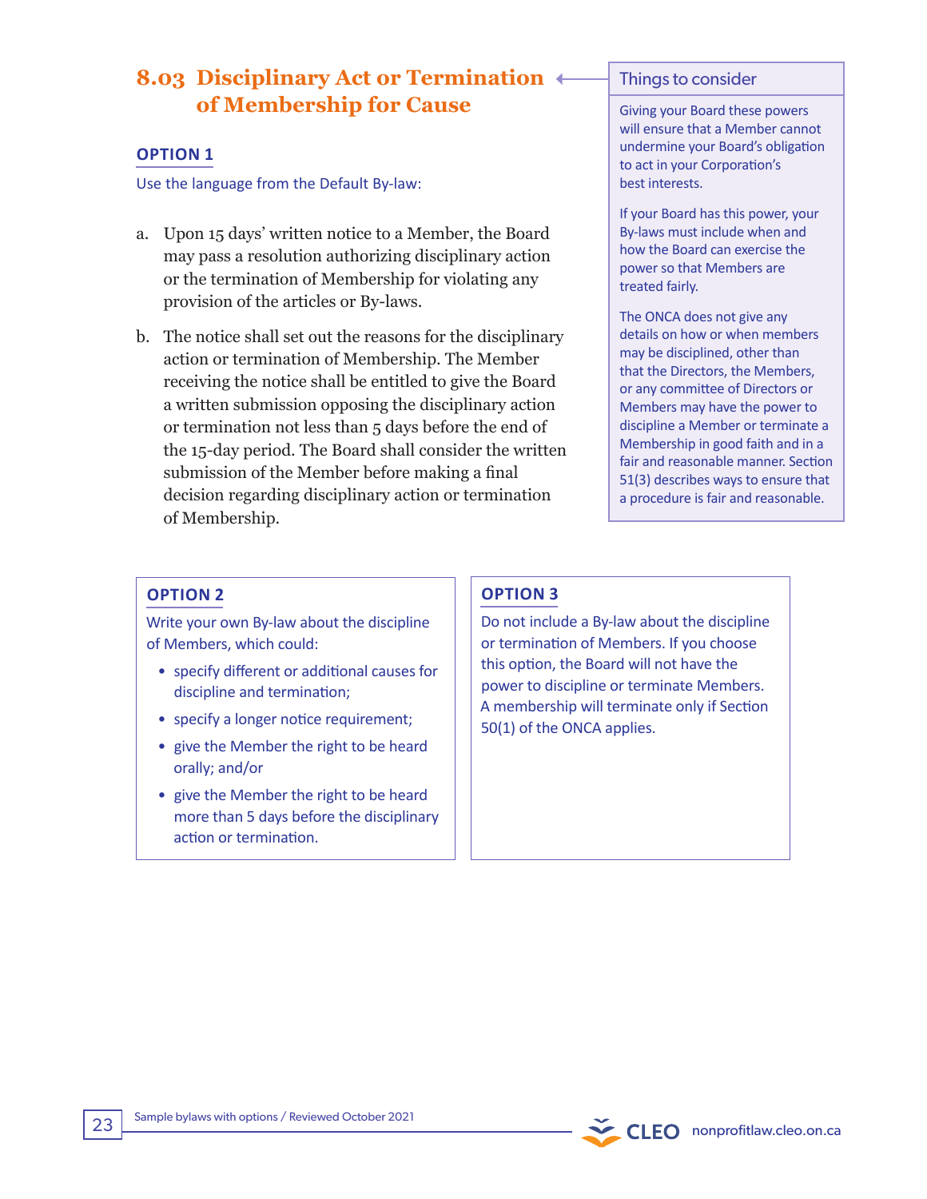## 8.03 Disciplinary Act or Termination of Membership for Cause

### OPTION 1

Use the language from the Default By-law:

a. Upon 15 days' written notice to a Member, the Board may pass a resolution authorizing disciplinary action or the termination of Membership for violating any provision of the articles or By-laws.

b. The notice shall set out the reasons for the disciplinary action or termination of Membership. The Member receiving the notice shall be entitled to give the Board a written submission opposing the disciplinary action or termination not less than 5 days before the end of the 15-day period. The Board shall consider the written submission of the Member before making a final decision regarding disciplinary action or termination of Membership.

> **Things to consider**
>
> Giving your Board these powers will ensure that a Member cannot undermine your Board's obligation to act in your Corporation's best interests.
>
> If your Board has this power, your By-laws must include when and how the Board can exercise the power so that Members are treated fairly.
>
> The ONCA does not give any details on how or when members may be disciplined, other than that the Directors, the Members, or any committee of Directors or Members may have the power to discipline a Member or terminate a Membership in good faith and in a fair and reasonable manner. Section 51(3) describes ways to ensure that a procedure is fair and reasonable.

### OPTION 2

Write your own By-law about the discipline of Members, which could:

- specify different or additional causes for discipline and termination;
- specify a longer notice requirement;
- give the Member the right to be heard orally; and/or
- give the Member the right to be heard more than 5 days before the disciplinary action or termination.

### OPTION 3

Do not include a By-law about the discipline or termination of Members. If you choose this option, the Board will not have the power to discipline or terminate Members. A membership will terminate only if Section 50(1) of the ONCA applies.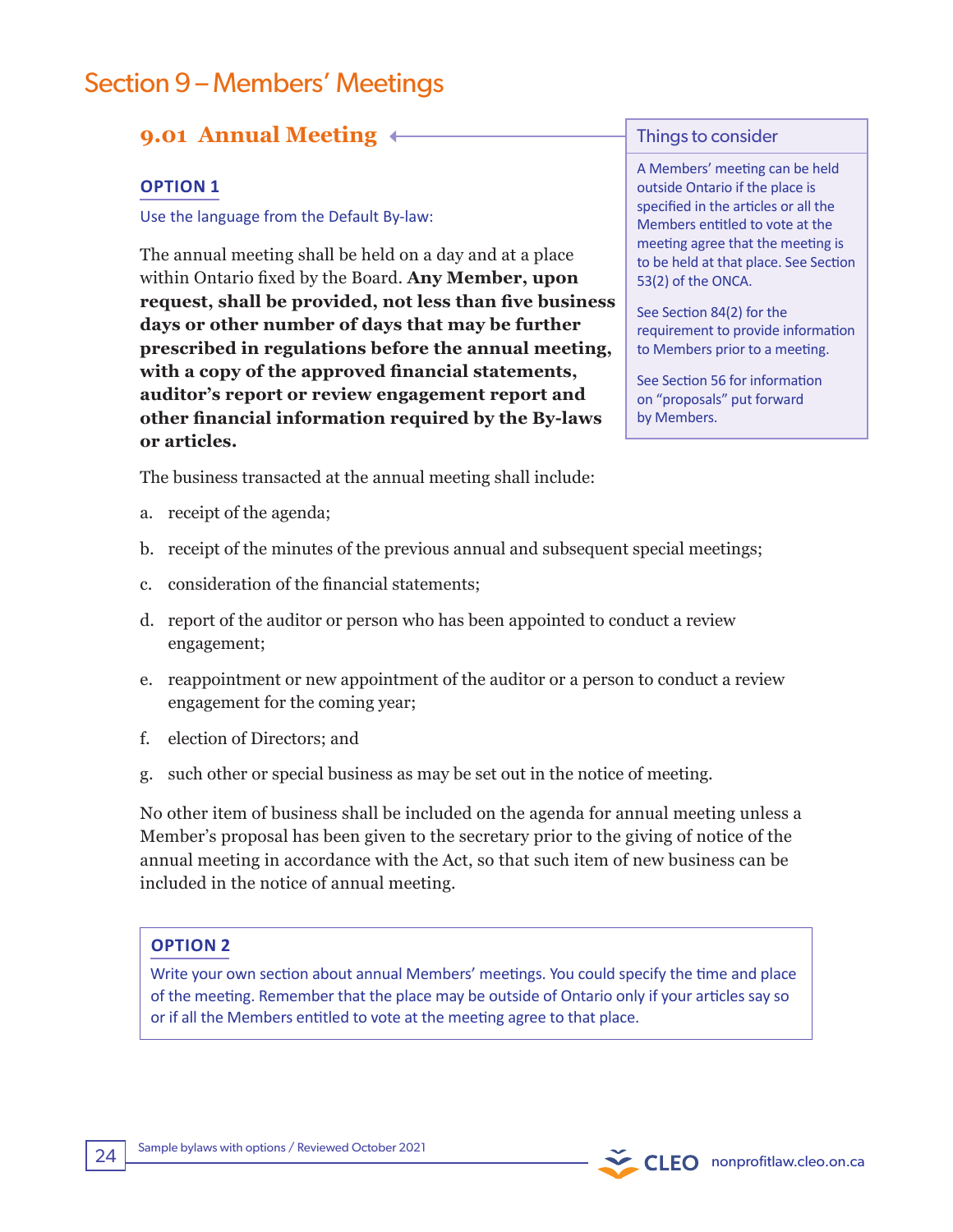# Section 9 – Members' Meetings

## 9.01 Annual Meeting

> **Things to consider**
>
> A Members' meeting can be held outside Ontario if the place is specified in the articles or all the Members entitled to vote at the meeting agree that the meeting is to be held at that place. See Section 53(2) of the ONCA.
>
> See Section 84(2) for the requirement to provide information to Members prior to a meeting.
>
> See Section 56 for information on "proposals" put forward by Members.

### OPTION 1

Use the language from the Default By-law:

The annual meeting shall be held on a day and at a place within Ontario fixed by the Board. **Any Member, upon request, shall be provided, not less than five business days or other number of days that may be further prescribed in regulations before the annual meeting, with a copy of the approved financial statements, auditor's report or review engagement report and other financial information required by the By-laws or articles.**

The business transacted at the annual meeting shall include:

a. receipt of the agenda;

b. receipt of the minutes of the previous annual and subsequent special meetings;

c. consideration of the financial statements;

d. report of the auditor or person who has been appointed to conduct a review engagement;

e. reappointment or new appointment of the auditor or a person to conduct a review engagement for the coming year;

f. election of Directors; and

g. such other or special business as may be set out in the notice of meeting.

No other item of business shall be included on the agenda for annual meeting unless a Member's proposal has been given to the secretary prior to the giving of notice of the annual meeting in accordance with the Act, so that such item of new business can be included in the notice of annual meeting.

### OPTION 2

Write your own section about annual Members' meetings. You could specify the time and place of the meeting. Remember that the place may be outside of Ontario only if your articles say so or if all the Members entitled to vote at the meeting agree to that place.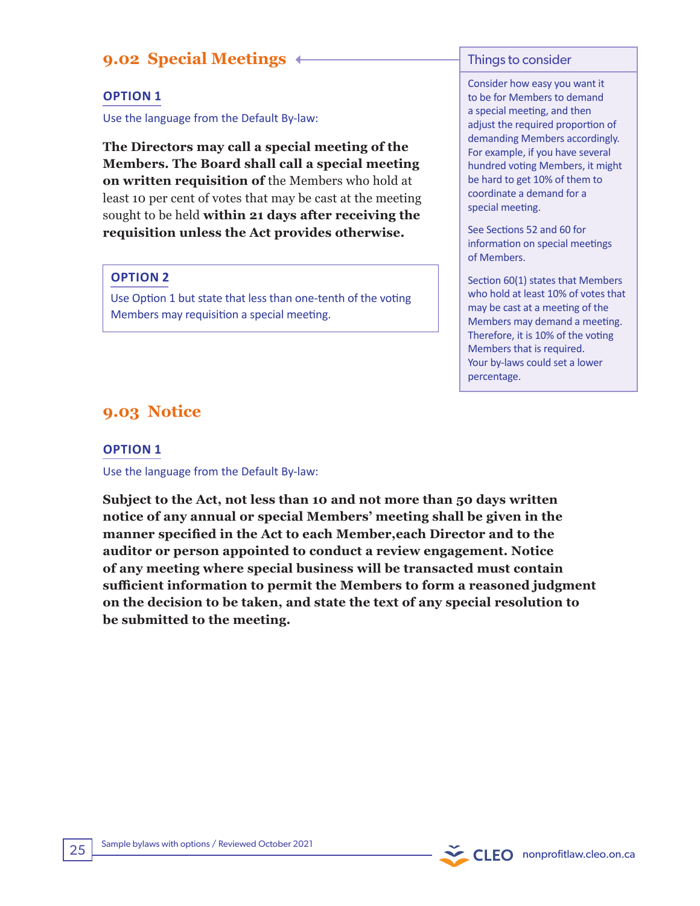## 9.02 Special Meetings

### OPTION 1

Use the language from the Default By-law:

**The Directors may call a special meeting of the Members. The Board shall call a special meeting on written requisition of** the Members who hold at least 10 per cent of votes that may be cast at the meeting sought to be held **within 21 days after receiving the requisition unless the Act provides otherwise.**

### OPTION 2

Use Option 1 but state that less than one-tenth of the voting Members may requisition a special meeting.

> **Things to consider**
>
> Consider how easy you want it to be for Members to demand a special meeting, and then adjust the required proportion of demanding Members accordingly. For example, if you have several hundred voting Members, it might be hard to get 10% of them to coordinate a demand for a special meeting.
>
> See Sections 52 and 60 for information on special meetings of Members.
>
> Section 60(1) states that Members who hold at least 10% of votes that may be cast at a meeting of the Members may demand a meeting. Therefore, it is 10% of the voting Members that is required. Your by-laws could set a lower percentage.

## 9.03 Notice

### OPTION 1

Use the language from the Default By-law:

**Subject to the Act, not less than 10 and not more than 50 days written notice of any annual or special Members' meeting shall be given in the manner specified in the Act to each Member,each Director and to the auditor or person appointed to conduct a review engagement. Notice of any meeting where special business will be transacted must contain sufficient information to permit the Members to form a reasoned judgment on the decision to be taken, and state the text of any special resolution to be submitted to the meeting.**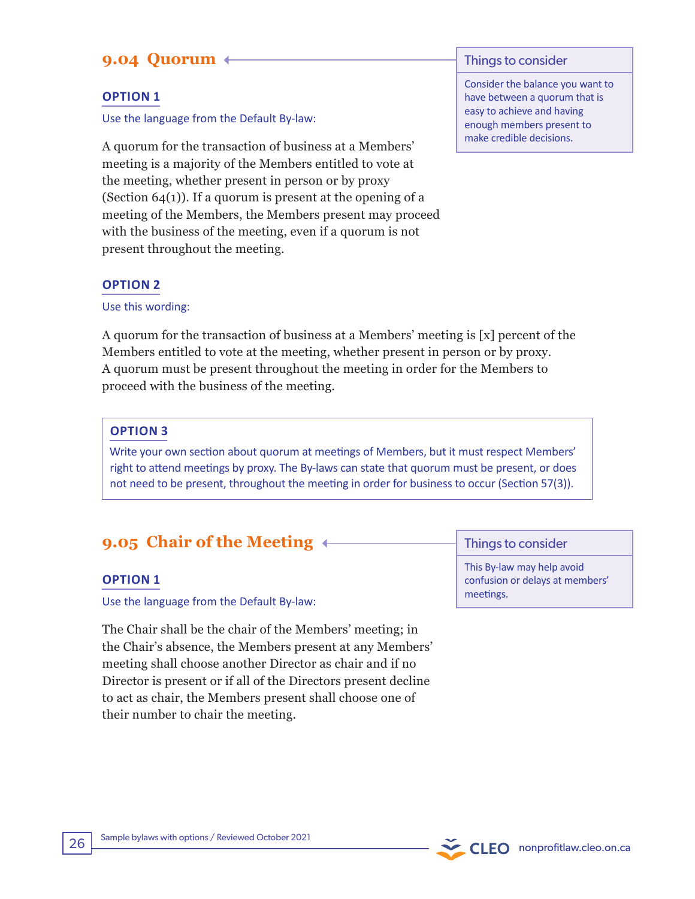## 9.04 Quorum

> **Things to consider**
>
> Consider the balance you want to have between a quorum that is easy to achieve and having enough members present to make credible decisions.

**OPTION 1**

Use the language from the Default By-law:

A quorum for the transaction of business at a Members' meeting is a majority of the Members entitled to vote at the meeting, whether present in person or by proxy (Section 64(1)). If a quorum is present at the opening of a meeting of the Members, the Members present may proceed with the business of the meeting, even if a quorum is not present throughout the meeting.

**OPTION 2**

Use this wording:

A quorum for the transaction of business at a Members' meeting is [x] percent of the Members entitled to vote at the meeting, whether present in person or by proxy. A quorum must be present throughout the meeting in order for the Members to proceed with the business of the meeting.

**OPTION 3**

Write your own section about quorum at meetings of Members, but it must respect Members' right to attend meetings by proxy. The By-laws can state that quorum must be present, or does not need to be present, throughout the meeting in order for business to occur (Section 57(3)).

## 9.05 Chair of the Meeting

> **Things to consider**
>
> This By-law may help avoid confusion or delays at members' meetings.

**OPTION 1**

Use the language from the Default By-law:

The Chair shall be the chair of the Members' meeting; in the Chair's absence, the Members present at any Members' meeting shall choose another Director as chair and if no Director is present or if all of the Directors present decline to act as chair, the Members present shall choose one of their number to chair the meeting.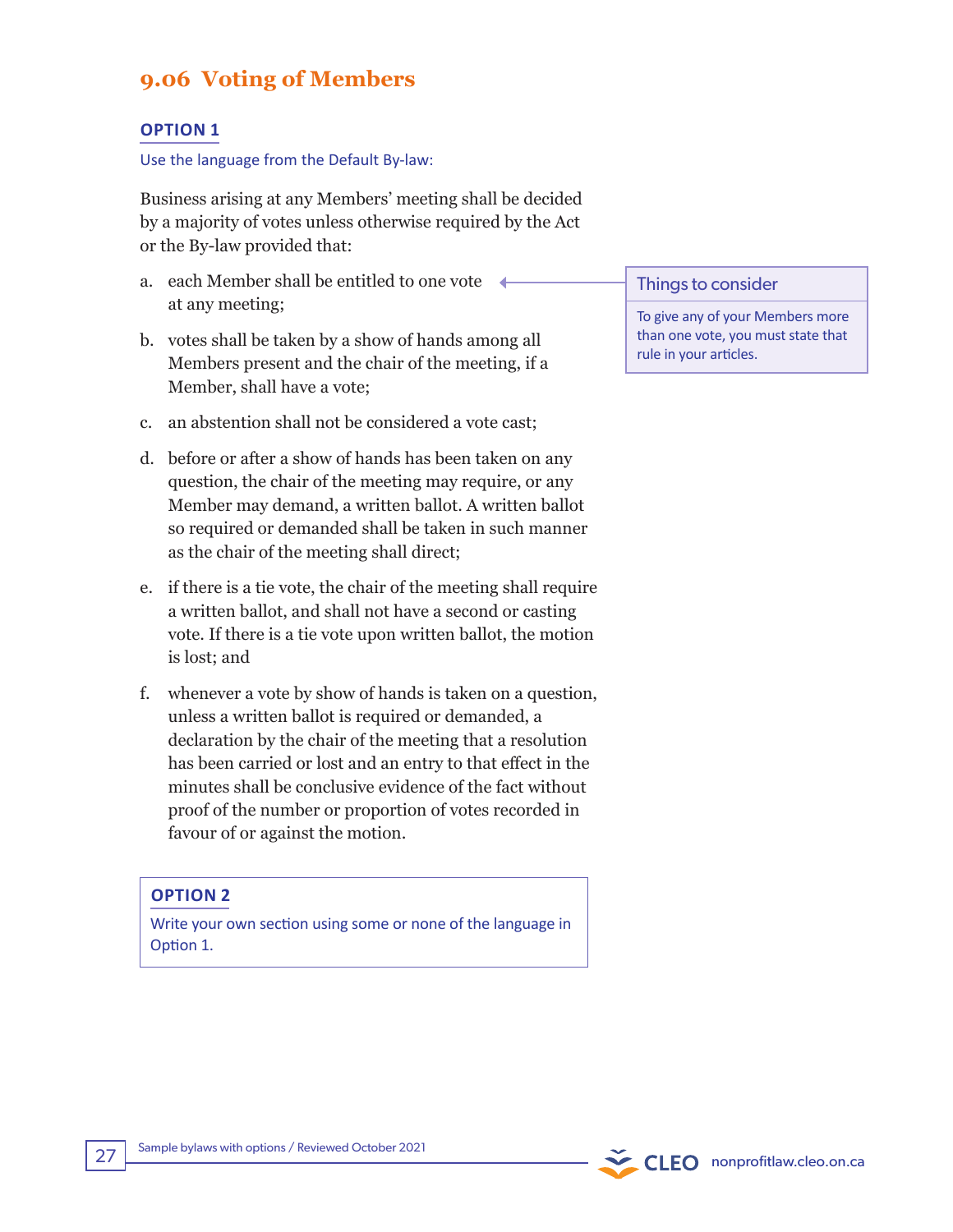## 9.06 Voting of Members

**OPTION 1**

Use the language from the Default By-law:

Business arising at any Members' meeting shall be decided by a majority of votes unless otherwise required by the Act or the By-law provided that:

a. each Member shall be entitled to one vote at any meeting;

b. votes shall be taken by a show of hands among all Members present and the chair of the meeting, if a Member, shall have a vote;

c. an abstention shall not be considered a vote cast;

d. before or after a show of hands has been taken on any question, the chair of the meeting may require, or any Member may demand, a written ballot. A written ballot so required or demanded shall be taken in such manner as the chair of the meeting shall direct;

e. if there is a tie vote, the chair of the meeting shall require a written ballot, and shall not have a second or casting vote. If there is a tie vote upon written ballot, the motion is lost; and

f. whenever a vote by show of hands is taken on a question, unless a written ballot is required or demanded, a declaration by the chair of the meeting that a resolution has been carried or lost and an entry to that effect in the minutes shall be conclusive evidence of the fact without proof of the number or proportion of votes recorded in favour of or against the motion.

> **Things to consider**
>
> To give any of your Members more than one vote, you must state that rule in your articles.

**OPTION 2**

Write your own section using some or none of the language in Option 1.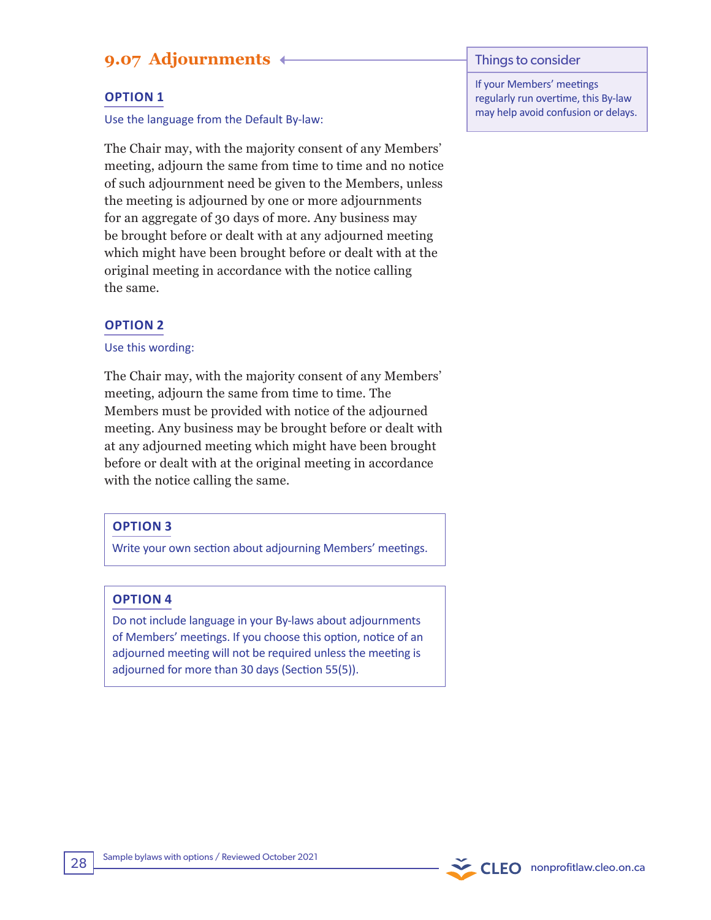## 9.07 Adjournments

> **Things to consider**
>
> If your Members' meetings regularly run overtime, this By-law may help avoid confusion or delays.

**OPTION 1**

Use the language from the Default By-law:

The Chair may, with the majority consent of any Members' meeting, adjourn the same from time to time and no notice of such adjournment need be given to the Members, unless the meeting is adjourned by one or more adjournments for an aggregate of 30 days of more. Any business may be brought before or dealt with at any adjourned meeting which might have been brought before or dealt with at the original meeting in accordance with the notice calling the same.

**OPTION 2**

Use this wording:

The Chair may, with the majority consent of any Members' meeting, adjourn the same from time to time. The Members must be provided with notice of the adjourned meeting. Any business may be brought before or dealt with at any adjourned meeting which might have been brought before or dealt with at the original meeting in accordance with the notice calling the same.

**OPTION 3**

Write your own section about adjourning Members' meetings.

**OPTION 4**

Do not include language in your By-laws about adjournments of Members' meetings. If you choose this option, notice of an adjourned meeting will not be required unless the meeting is adjourned for more than 30 days (Section 55(5)).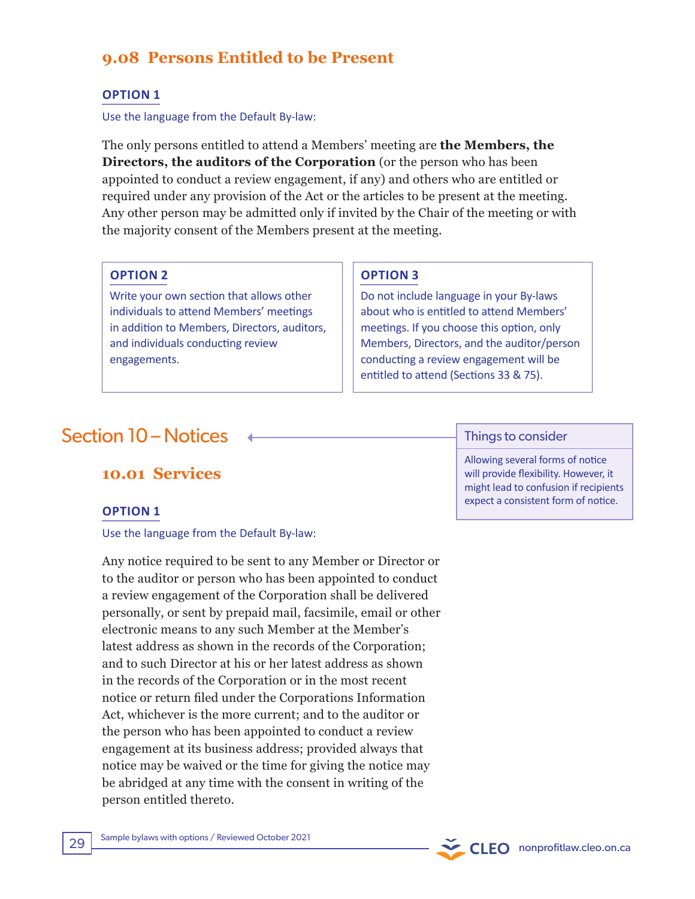### 9.08 Persons Entitled to be Present

**OPTION 1**

Use the language from the Default By-law:

The only persons entitled to attend a Members' meeting are **the Members, the Directors, the auditors of the Corporation** (or the person who has been appointed to conduct a review engagement, if any) and others who are entitled or required under any provision of the Act or the articles to be present at the meeting. Any other person may be admitted only if invited by the Chair of the meeting or with the majority consent of the Members present at the meeting.

**OPTION 2**

Write your own section that allows other individuals to attend Members' meetings in addition to Members, Directors, auditors, and individuals conducting review engagements.

**OPTION 3**

Do not include language in your By-laws about who is entitled to attend Members' meetings. If you choose this option, only Members, Directors, and the auditor/person conducting a review engagement will be entitled to attend (Sections 33 & 75).

## Section 10 – Notices

> **Things to consider**
>
> Allowing several forms of notice will provide flexibility. However, it might lead to confusion if recipients expect a consistent form of notice.

### 10.01 Services

**OPTION 1**

Use the language from the Default By-law:

Any notice required to be sent to any Member or Director or to the auditor or person who has been appointed to conduct a review engagement of the Corporation shall be delivered personally, or sent by prepaid mail, facsimile, email or other electronic means to any such Member at the Member's latest address as shown in the records of the Corporation; and to such Director at his or her latest address as shown in the records of the Corporation or in the most recent notice or return filed under the Corporations Information Act, whichever is the more current; and to the auditor or the person who has been appointed to conduct a review engagement at its business address; provided always that notice may be waived or the time for giving the notice may be abridged at any time with the consent in writing of the person entitled thereto.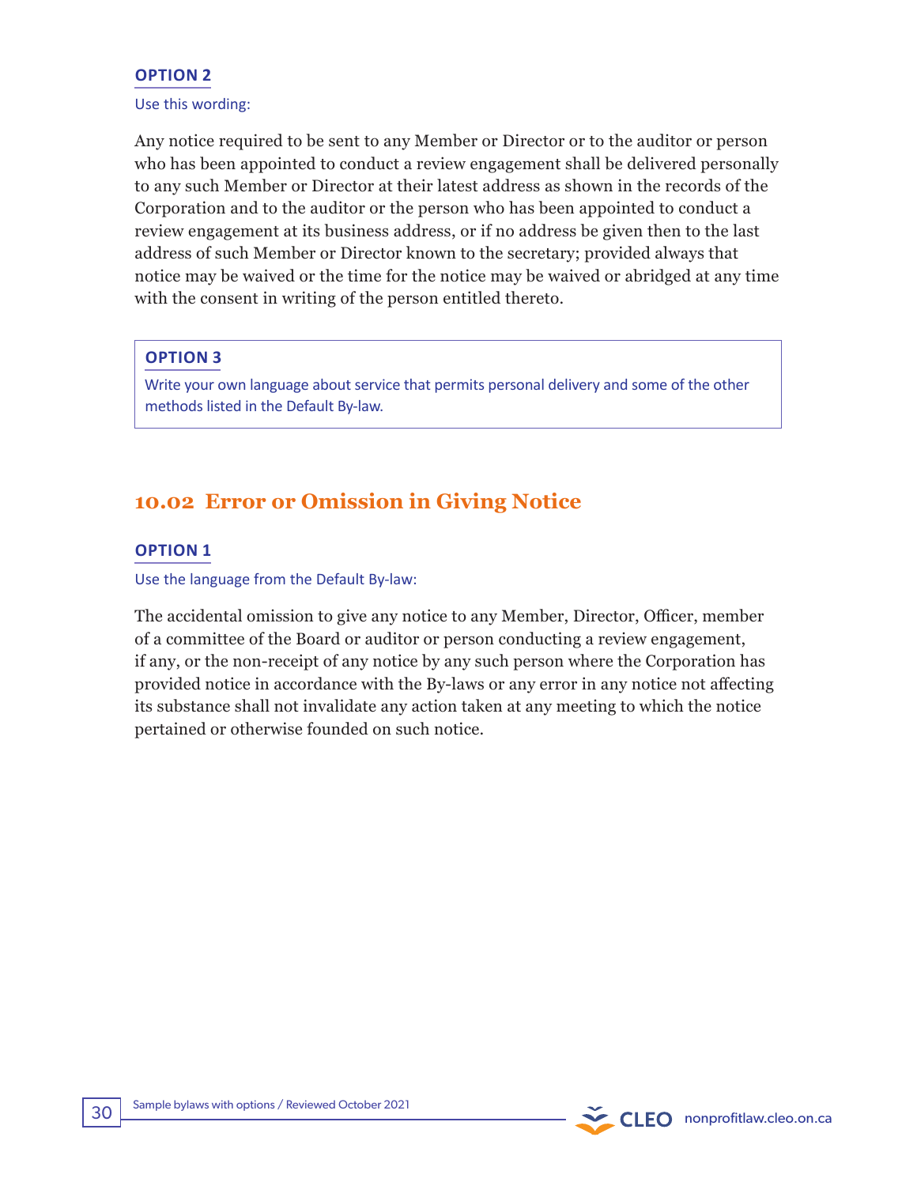#### OPTION 2

Use this wording:

Any notice required to be sent to any Member or Director or to the auditor or person who has been appointed to conduct a review engagement shall be delivered personally to any such Member or Director at their latest address as shown in the records of the Corporation and to the auditor or the person who has been appointed to conduct a review engagement at its business address, or if no address be given then to the last address of such Member or Director known to the secretary; provided always that notice may be waived or the time for the notice may be waived or abridged at any time with the consent in writing of the person entitled thereto.

#### OPTION 3

Write your own language about service that permits personal delivery and some of the other methods listed in the Default By-law.

## 10.02 Error or Omission in Giving Notice

#### OPTION 1

Use the language from the Default By-law:

The accidental omission to give any notice to any Member, Director, Officer, member of a committee of the Board or auditor or person conducting a review engagement, if any, or the non-receipt of any notice by any such person where the Corporation has provided notice in accordance with the By-laws or any error in any notice not affecting its substance shall not invalidate any action taken at any meeting to which the notice pertained or otherwise founded on such notice.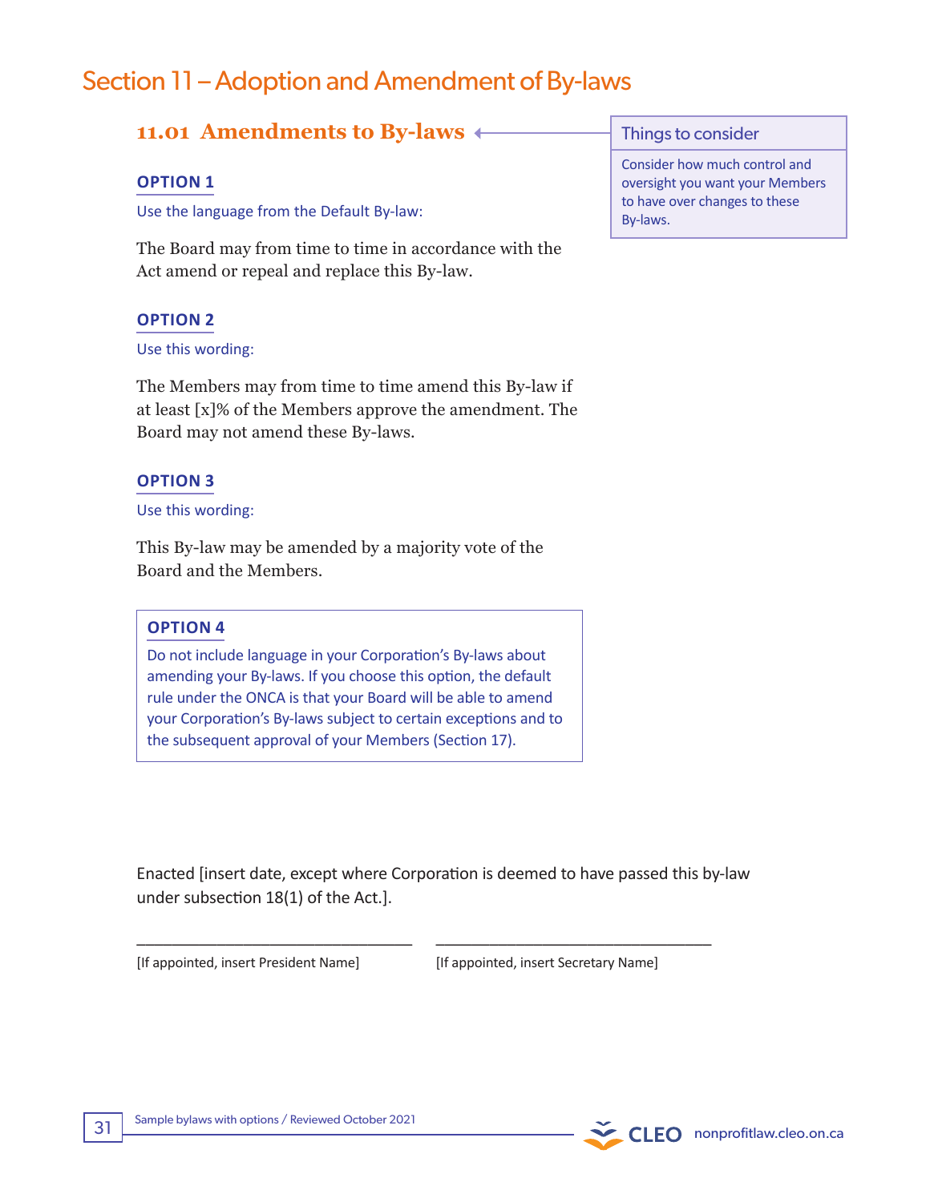# Section 11 – Adoption and Amendment of By-laws

## 11.01 Amendments to By-laws

> **Things to consider**
>
> Consider how much control and oversight you want your Members to have over changes to these By-laws.

### OPTION 1

Use the language from the Default By-law:

The Board may from time to time in accordance with the Act amend or repeal and replace this By-law.

### OPTION 2

Use this wording:

The Members may from time to time amend this By-law if at least [x]% of the Members approve the amendment. The Board may not amend these By-laws.

### OPTION 3

Use this wording:

This By-law may be amended by a majority vote of the Board and the Members.

### OPTION 4

Do not include language in your Corporation's By-laws about amending your By-laws. If you choose this option, the default rule under the ONCA is that your Board will be able to amend your Corporation's By-laws subject to certain exceptions and to the subsequent approval of your Members (Section 17).

Enacted [insert date, except where Corporation is deemed to have passed this by-law under subsection 18(1) of the Act.].

________________________________ ________________________________

[If appointed, insert President Name] [If appointed, insert Secretary Name]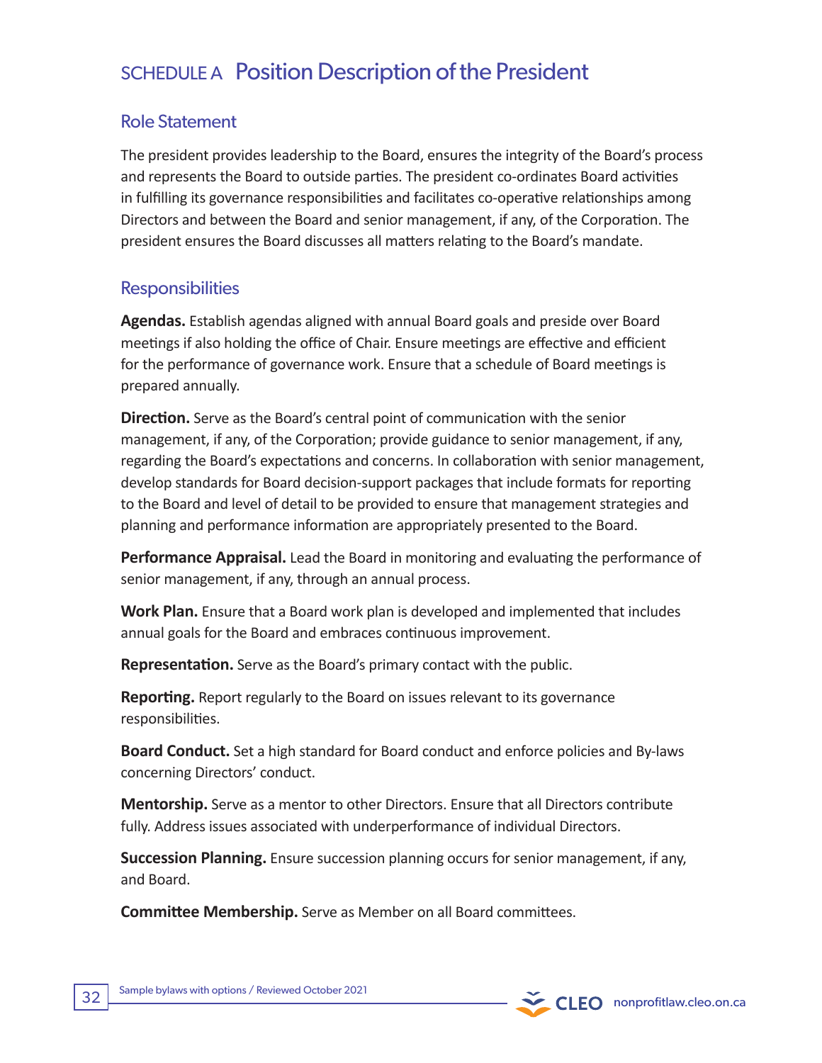# SCHEDULE A Position Description of the President

## Role Statement

The president provides leadership to the Board, ensures the integrity of the Board's process and represents the Board to outside parties. The president co-ordinates Board activities in fulfilling its governance responsibilities and facilitates co-operative relationships among Directors and between the Board and senior management, if any, of the Corporation. The president ensures the Board discusses all matters relating to the Board's mandate.

## Responsibilities

**Agendas.** Establish agendas aligned with annual Board goals and preside over Board meetings if also holding the office of Chair. Ensure meetings are effective and efficient for the performance of governance work. Ensure that a schedule of Board meetings is prepared annually.

**Direction.** Serve as the Board's central point of communication with the senior management, if any, of the Corporation; provide guidance to senior management, if any, regarding the Board's expectations and concerns. In collaboration with senior management, develop standards for Board decision-support packages that include formats for reporting to the Board and level of detail to be provided to ensure that management strategies and planning and performance information are appropriately presented to the Board.

**Performance Appraisal.** Lead the Board in monitoring and evaluating the performance of senior management, if any, through an annual process.

**Work Plan.** Ensure that a Board work plan is developed and implemented that includes annual goals for the Board and embraces continuous improvement.

**Representation.** Serve as the Board's primary contact with the public.

**Reporting.** Report regularly to the Board on issues relevant to its governance responsibilities.

**Board Conduct.** Set a high standard for Board conduct and enforce policies and By-laws concerning Directors' conduct.

**Mentorship.** Serve as a mentor to other Directors. Ensure that all Directors contribute fully. Address issues associated with underperformance of individual Directors.

**Succession Planning.** Ensure succession planning occurs for senior management, if any, and Board.

**Committee Membership.** Serve as Member on all Board committees.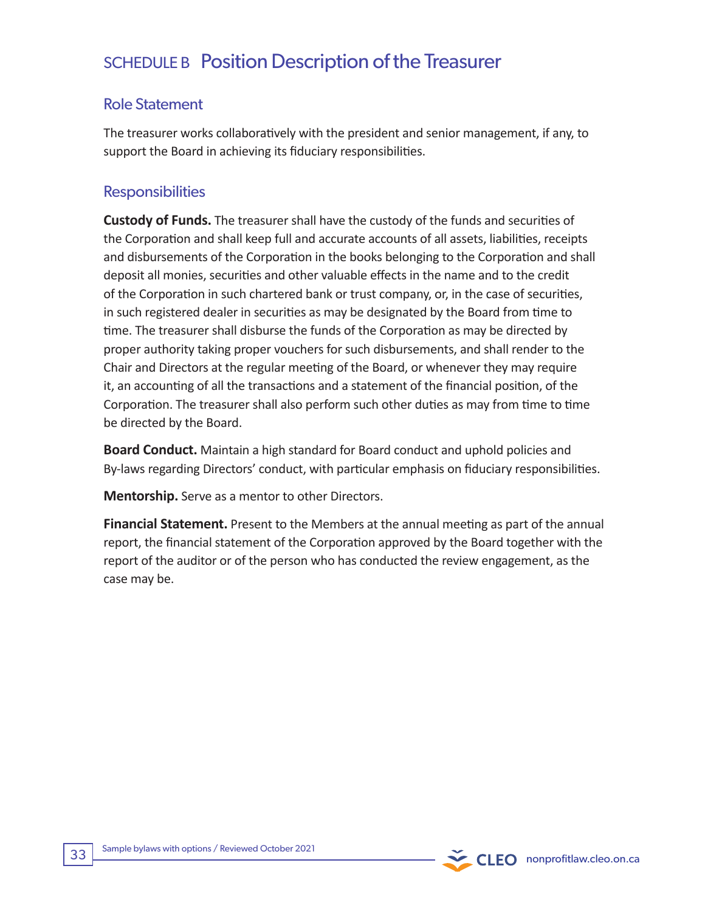# SCHEDULE B Position Description of the Treasurer

## Role Statement

The treasurer works collaboratively with the president and senior management, if any, to support the Board in achieving its fiduciary responsibilities.

## Responsibilities

**Custody of Funds.** The treasurer shall have the custody of the funds and securities of the Corporation and shall keep full and accurate accounts of all assets, liabilities, receipts and disbursements of the Corporation in the books belonging to the Corporation and shall deposit all monies, securities and other valuable effects in the name and to the credit of the Corporation in such chartered bank or trust company, or, in the case of securities, in such registered dealer in securities as may be designated by the Board from time to time. The treasurer shall disburse the funds of the Corporation as may be directed by proper authority taking proper vouchers for such disbursements, and shall render to the Chair and Directors at the regular meeting of the Board, or whenever they may require it, an accounting of all the transactions and a statement of the financial position, of the Corporation. The treasurer shall also perform such other duties as may from time to time be directed by the Board.

**Board Conduct.** Maintain a high standard for Board conduct and uphold policies and By-laws regarding Directors' conduct, with particular emphasis on fiduciary responsibilities.

**Mentorship.** Serve as a mentor to other Directors.

**Financial Statement.** Present to the Members at the annual meeting as part of the annual report, the financial statement of the Corporation approved by the Board together with the report of the auditor or of the person who has conducted the review engagement, as the case may be.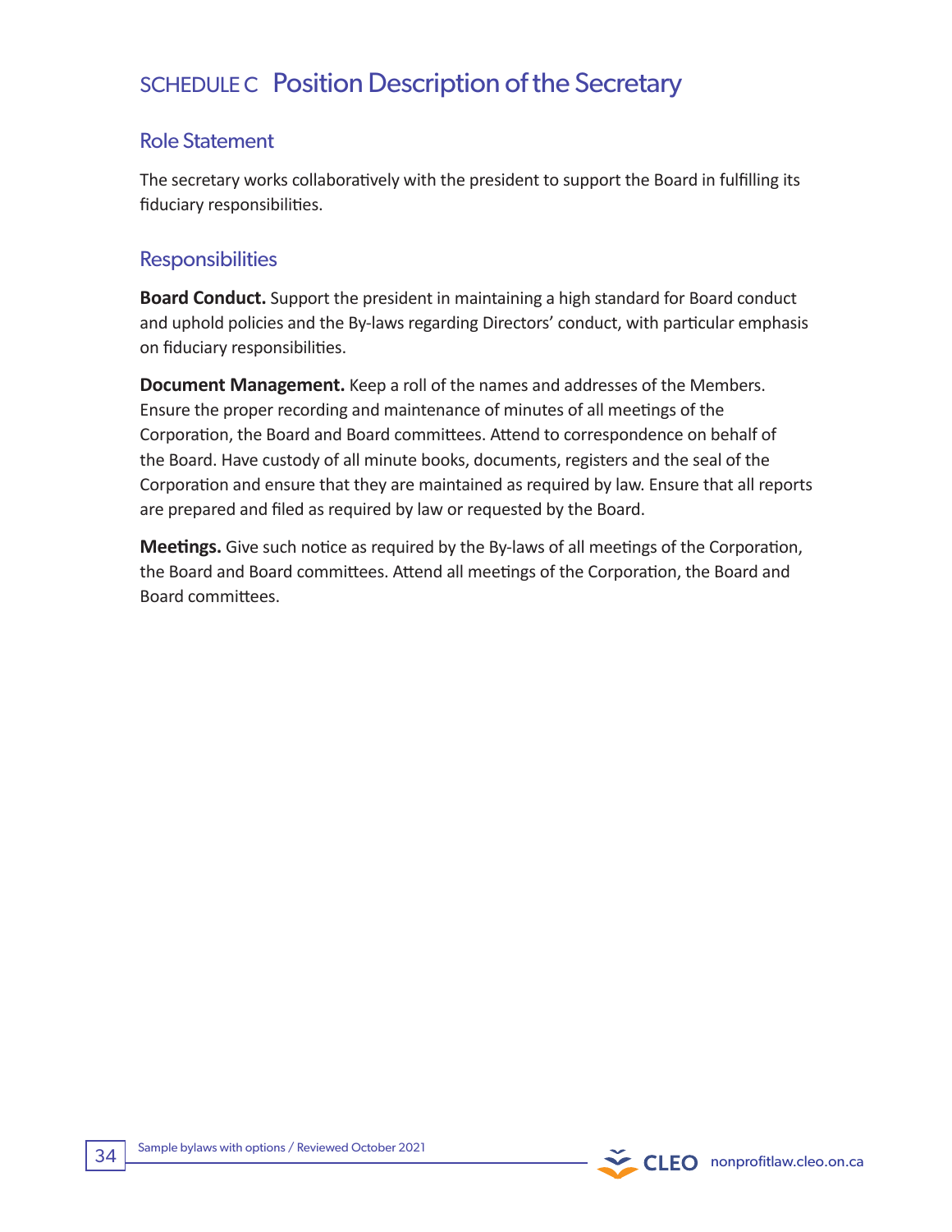# SCHEDULE C Position Description of the Secretary

## Role Statement

The secretary works collaboratively with the president to support the Board in fulfilling its fiduciary responsibilities.

## Responsibilities

**Board Conduct.** Support the president in maintaining a high standard for Board conduct and uphold policies and the By-laws regarding Directors' conduct, with particular emphasis on fiduciary responsibilities.

**Document Management.** Keep a roll of the names and addresses of the Members. Ensure the proper recording and maintenance of minutes of all meetings of the Corporation, the Board and Board committees. Attend to correspondence on behalf of the Board. Have custody of all minute books, documents, registers and the seal of the Corporation and ensure that they are maintained as required by law. Ensure that all reports are prepared and filed as required by law or requested by the Board.

**Meetings.** Give such notice as required by the By-laws of all meetings of the Corporation, the Board and Board committees. Attend all meetings of the Corporation, the Board and Board committees.